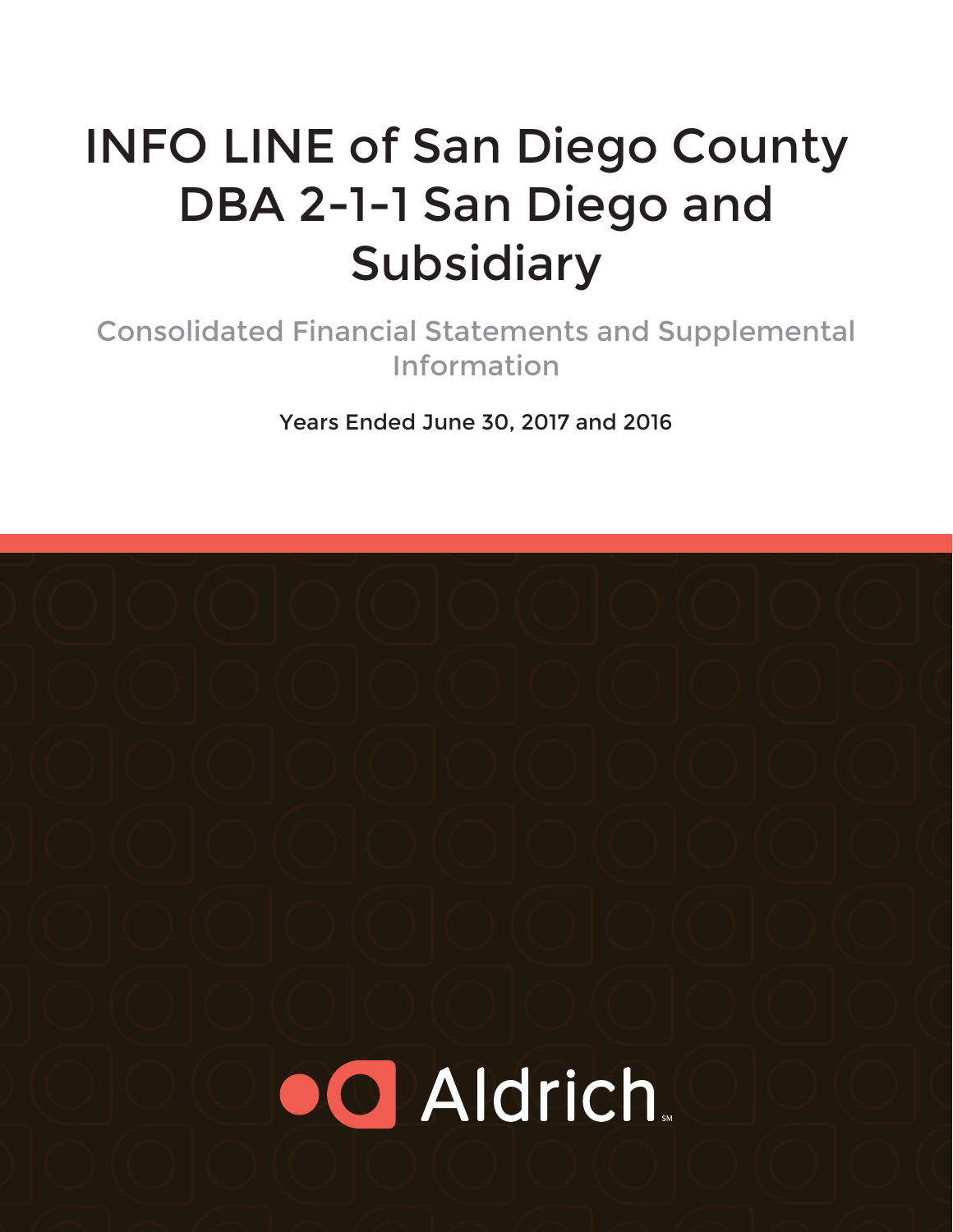# INFO LINE of San Diego County DBA 2-1-1 San Diego and Subsidiary

## Consolidated Financial Statements and Supplemental Information

Years Ended June 30, 2017 and 2016

Aldrich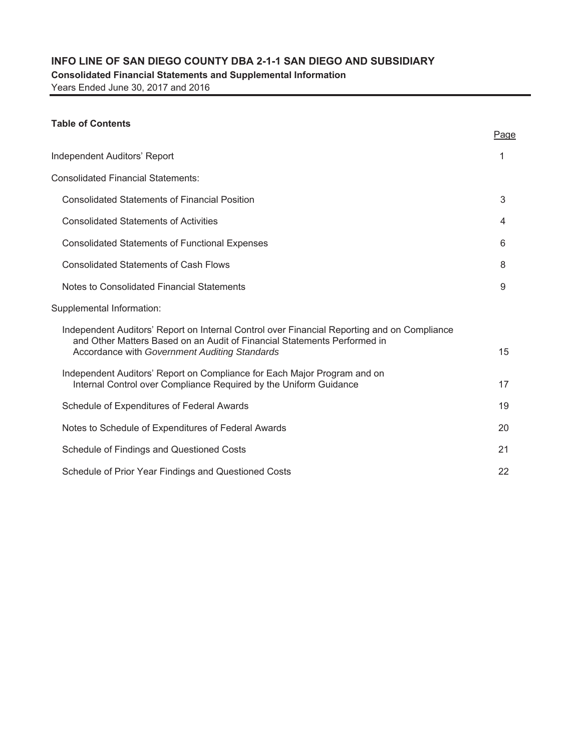# INFO LINE OF SAN DIEGO COUNTY DBA 2-1-1 SAN DIEGO AND SUBSIDIARY

**Consolidated Financial Statements and Supplemental Information**

Years Ended June 30, 2017 and 2016

**Table of Contents**

| | Page |
|---|---|
| Independent Auditors' Report | 1 |
| Consolidated Financial Statements: | |
| Consolidated Statements of Financial Position | 3 |
| Consolidated Statements of Activities | 4 |
| Consolidated Statements of Functional Expenses | 6 |
| Consolidated Statements of Cash Flows | 8 |
| Notes to Consolidated Financial Statements | 9 |
| Supplemental Information: | |
| Independent Auditors' Report on Internal Control over Financial Reporting and on Compliance and Other Matters Based on an Audit of Financial Statements Performed in Accordance with *Government Auditing Standards* | 15 |
| Independent Auditors' Report on Compliance for Each Major Program and on Internal Control over Compliance Required by the Uniform Guidance | 17 |
| Schedule of Expenditures of Federal Awards | 19 |
| Notes to Schedule of Expenditures of Federal Awards | 20 |
| Schedule of Findings and Questioned Costs | 21 |
| Schedule of Prior Year Findings and Questioned Costs | 22 |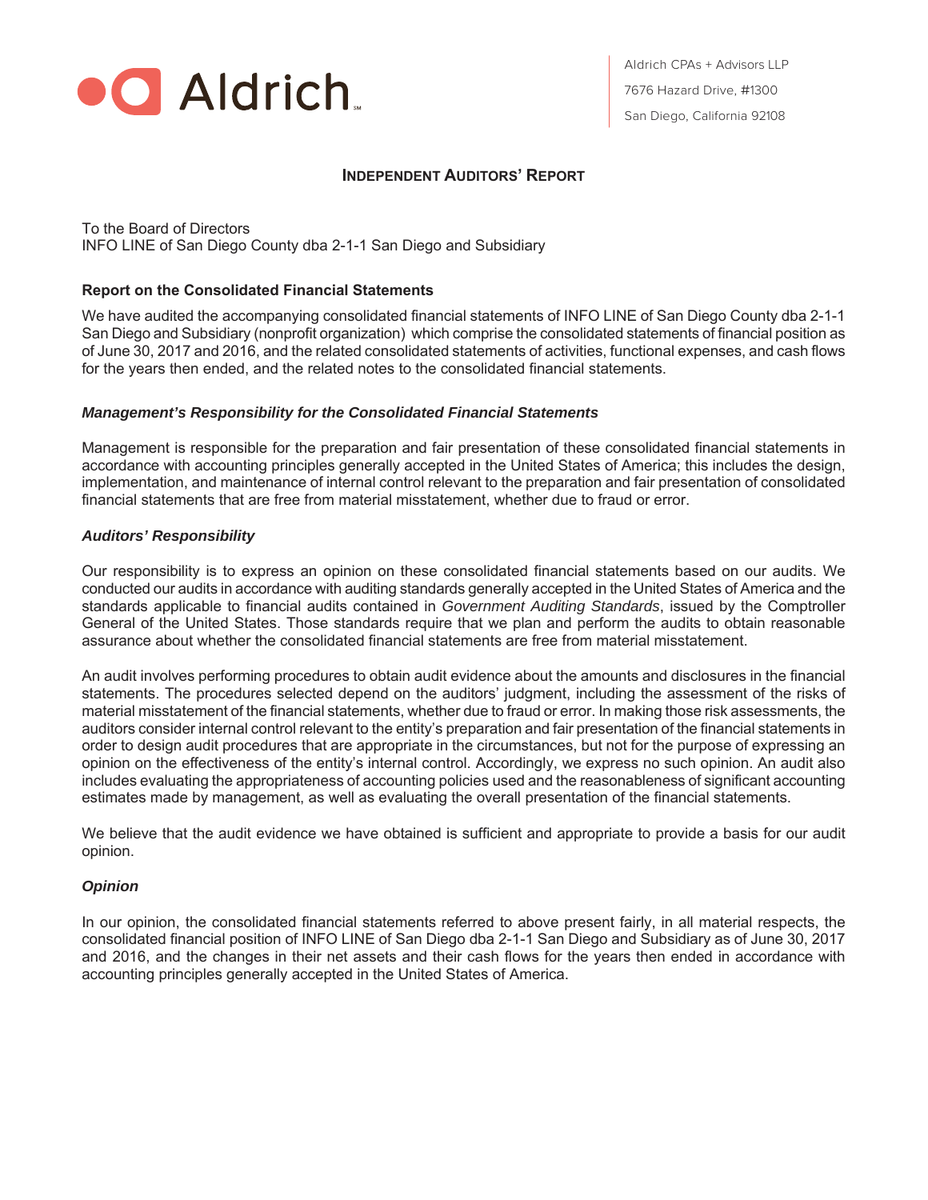Aldrich

Aldrich CPAs + Advisors LLP
7676 Hazard Drive, #1300
San Diego, California 92108

## INDEPENDENT AUDITORS' REPORT

To the Board of Directors
INFO LINE of San Diego County dba 2-1-1 San Diego and Subsidiary

### Report on the Consolidated Financial Statements

We have audited the accompanying consolidated financial statements of INFO LINE of San Diego County dba 2-1-1 San Diego and Subsidiary (nonprofit organization) which comprise the consolidated statements of financial position as of June 30, 2017 and 2016, and the related consolidated statements of activities, functional expenses, and cash flows for the years then ended, and the related notes to the consolidated financial statements.

#### *Management's Responsibility for the Consolidated Financial Statements*

Management is responsible for the preparation and fair presentation of these consolidated financial statements in accordance with accounting principles generally accepted in the United States of America; this includes the design, implementation, and maintenance of internal control relevant to the preparation and fair presentation of consolidated financial statements that are free from material misstatement, whether due to fraud or error.

#### *Auditors' Responsibility*

Our responsibility is to express an opinion on these consolidated financial statements based on our audits. We conducted our audits in accordance with auditing standards generally accepted in the United States of America and the standards applicable to financial audits contained in *Government Auditing Standards*, issued by the Comptroller General of the United States. Those standards require that we plan and perform the audits to obtain reasonable assurance about whether the consolidated financial statements are free from material misstatement.

An audit involves performing procedures to obtain audit evidence about the amounts and disclosures in the financial statements. The procedures selected depend on the auditors' judgment, including the assessment of the risks of material misstatement of the financial statements, whether due to fraud or error. In making those risk assessments, the auditors consider internal control relevant to the entity's preparation and fair presentation of the financial statements in order to design audit procedures that are appropriate in the circumstances, but not for the purpose of expressing an opinion on the effectiveness of the entity's internal control. Accordingly, we express no such opinion. An audit also includes evaluating the appropriateness of accounting policies used and the reasonableness of significant accounting estimates made by management, as well as evaluating the overall presentation of the financial statements.

We believe that the audit evidence we have obtained is sufficient and appropriate to provide a basis for our audit opinion.

#### *Opinion*

In our opinion, the consolidated financial statements referred to above present fairly, in all material respects, the consolidated financial position of INFO LINE of San Diego dba 2-1-1 San Diego and Subsidiary as of June 30, 2017 and 2016, and the changes in their net assets and their cash flows for the years then ended in accordance with accounting principles generally accepted in the United States of America.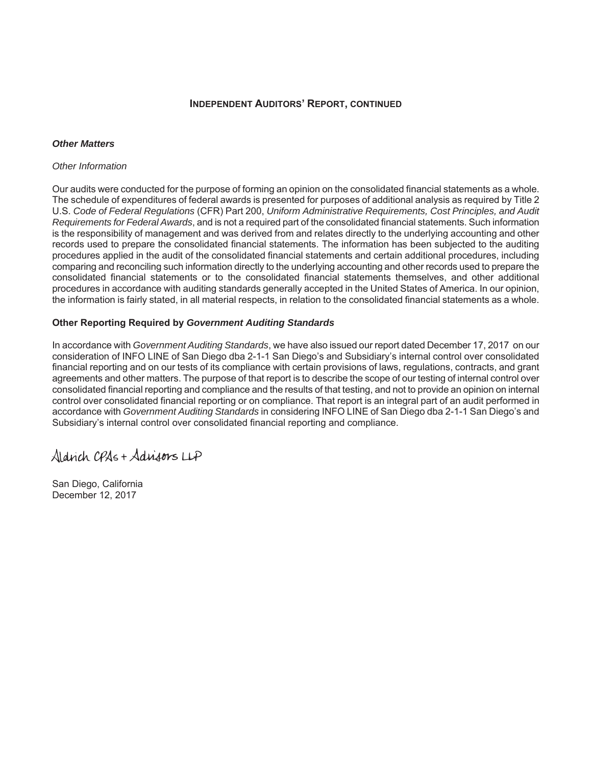## INDEPENDENT AUDITORS' REPORT, CONTINUED

***Other Matters***

*Other Information*

Our audits were conducted for the purpose of forming an opinion on the consolidated financial statements as a whole. The schedule of expenditures of federal awards is presented for purposes of additional analysis as required by Title 2 U.S. *Code of Federal Regulations* (CFR) Part 200, *Uniform Administrative Requirements, Cost Principles, and Audit Requirements for Federal Awards*, and is not a required part of the consolidated financial statements. Such information is the responsibility of management and was derived from and relates directly to the underlying accounting and other records used to prepare the consolidated financial statements. The information has been subjected to the auditing procedures applied in the audit of the consolidated financial statements and certain additional procedures, including comparing and reconciling such information directly to the underlying accounting and other records used to prepare the consolidated financial statements or to the consolidated financial statements themselves, and other additional procedures in accordance with auditing standards generally accepted in the United States of America. In our opinion, the information is fairly stated, in all material respects, in relation to the consolidated financial statements as a whole.

**Other Reporting Required by *Government Auditing Standards***

In accordance with *Government Auditing Standards*, we have also issued our report dated December 17, 2017 on our consideration of INFO LINE of San Diego dba 2-1-1 San Diego's and Subsidiary's internal control over consolidated financial reporting and on our tests of its compliance with certain provisions of laws, regulations, contracts, and grant agreements and other matters. The purpose of that report is to describe the scope of our testing of internal control over consolidated financial reporting and compliance and the results of that testing, and not to provide an opinion on internal control over consolidated financial reporting or on compliance. That report is an integral part of an audit performed in accordance with *Government Auditing Standards* in considering INFO LINE of San Diego dba 2-1-1 San Diego's and Subsidiary's internal control over consolidated financial reporting and compliance.

Aldrich CPAs + Advisors LLP

San Diego, California
December 12, 2017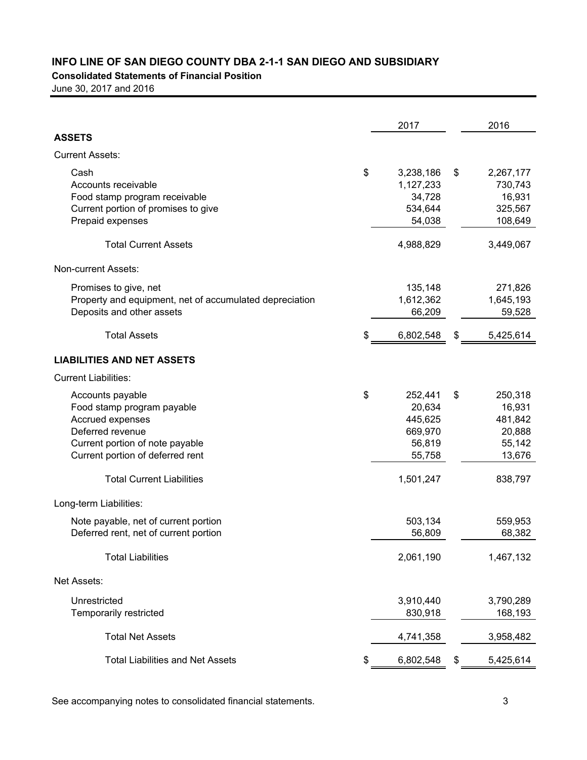# INFO LINE OF SAN DIEGO COUNTY DBA 2-1-1 SAN DIEGO AND SUBSIDIARY

**Consolidated Statements of Financial Position**

June 30, 2017 and 2016

| | 2017 | 2016 |
|---|---|---|
| **ASSETS** | | |
| Current Assets: | | |
| Cash | $ 3,238,186 | $ 2,267,177 |
| Accounts receivable | 1,127,233 | 730,743 |
| Food stamp program receivable | 34,728 | 16,931 |
| Current portion of promises to give | 534,644 | 325,567 |
| Prepaid expenses | 54,038 | 108,649 |
| Total Current Assets | 4,988,829 | 3,449,067 |
| Non-current Assets: | | |
| Promises to give, net | 135,148 | 271,826 |
| Property and equipment, net of accumulated depreciation | 1,612,362 | 1,645,193 |
| Deposits and other assets | 66,209 | 59,528 |
| Total Assets | $ 6,802,548 | $ 5,425,614 |
| **LIABILITIES AND NET ASSETS** | | |
| Current Liabilities: | | |
| Accounts payable | $ 252,441 | $ 250,318 |
| Food stamp program payable | 20,634 | 16,931 |
| Accrued expenses | 445,625 | 481,842 |
| Deferred revenue | 669,970 | 20,888 |
| Current portion of note payable | 56,819 | 55,142 |
| Current portion of deferred rent | 55,758 | 13,676 |
| Total Current Liabilities | 1,501,247 | 838,797 |
| Long-term Liabilities: | | |
| Note payable, net of current portion | 503,134 | 559,953 |
| Deferred rent, net of current portion | 56,809 | 68,382 |
| Total Liabilities | 2,061,190 | 1,467,132 |
| Net Assets: | | |
| Unrestricted | 3,910,440 | 3,790,289 |
| Temporarily restricted | 830,918 | 168,193 |
| Total Net Assets | 4,741,358 | 3,958,482 |
| Total Liabilities and Net Assets | $ 6,802,548 | $ 5,425,614 |

See accompanying notes to consolidated financial statements.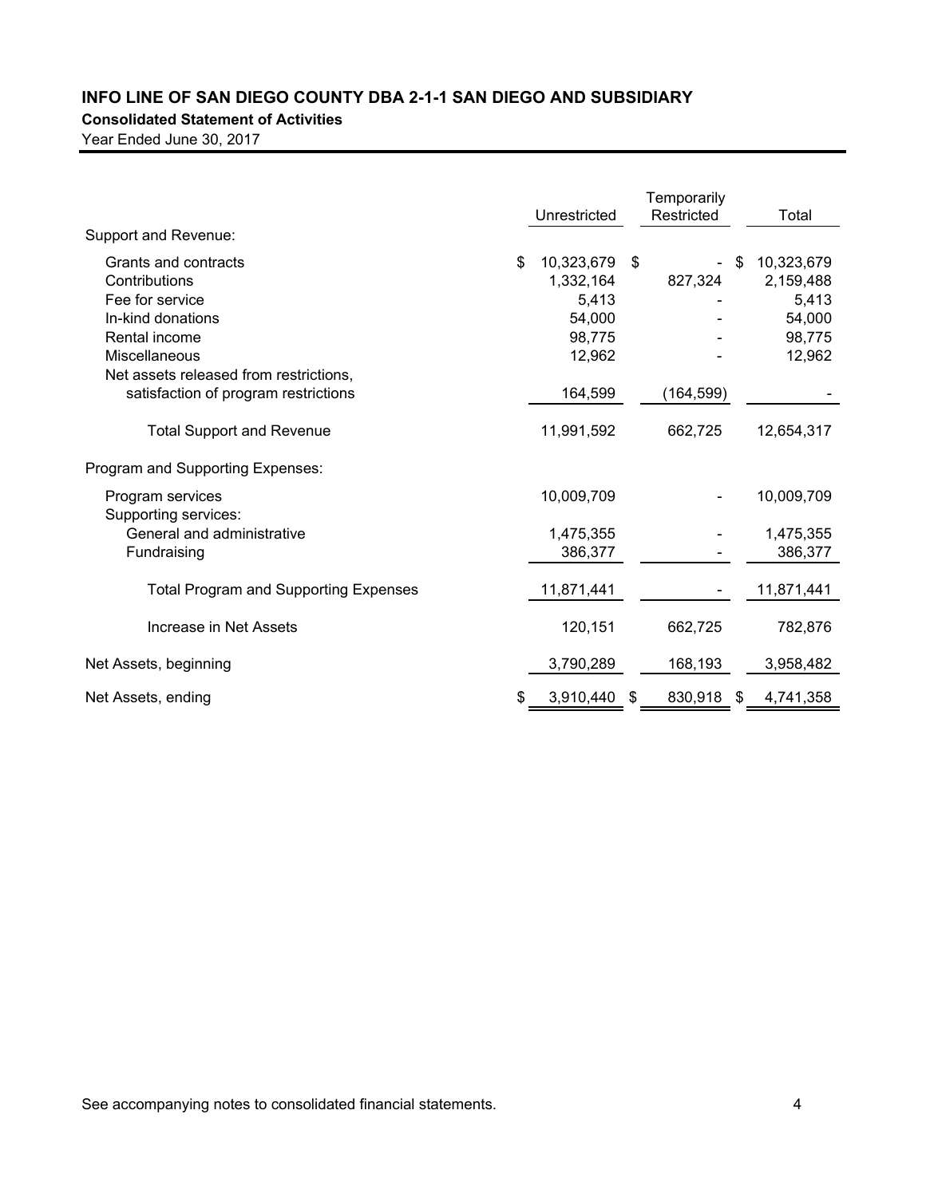# INFO LINE OF SAN DIEGO COUNTY DBA 2-1-1 SAN DIEGO AND SUBSIDIARY

**Consolidated Statement of Activities**

Year Ended June 30, 2017

| | Unrestricted | Temporarily Restricted | Total |
|---|---|---|---|
| Support and Revenue: | | | |
| Grants and contracts | $ 10,323,679 | $ - | $ 10,323,679 |
| Contributions | 1,332,164 | 827,324 | 2,159,488 |
| Fee for service | 5,413 | - | 5,413 |
| In-kind donations | 54,000 | - | 54,000 |
| Rental income | 98,775 | - | 98,775 |
| Miscellaneous | 12,962 | - | 12,962 |
| Net assets released from restrictions, satisfaction of program restrictions | 164,599 | (164,599) | - |
| Total Support and Revenue | 11,991,592 | 662,725 | 12,654,317 |
| Program and Supporting Expenses: | | | |
| Program services | 10,009,709 | - | 10,009,709 |
| Supporting services: | | | |
| General and administrative | 1,475,355 | - | 1,475,355 |
| Fundraising | 386,377 | - | 386,377 |
| Total Program and Supporting Expenses | 11,871,441 | - | 11,871,441 |
| Increase in Net Assets | 120,151 | 662,725 | 782,876 |
| Net Assets, beginning | 3,790,289 | 168,193 | 3,958,482 |
| Net Assets, ending | $ 3,910,440 | $ 830,918 | $ 4,741,358 |

See accompanying notes to consolidated financial statements.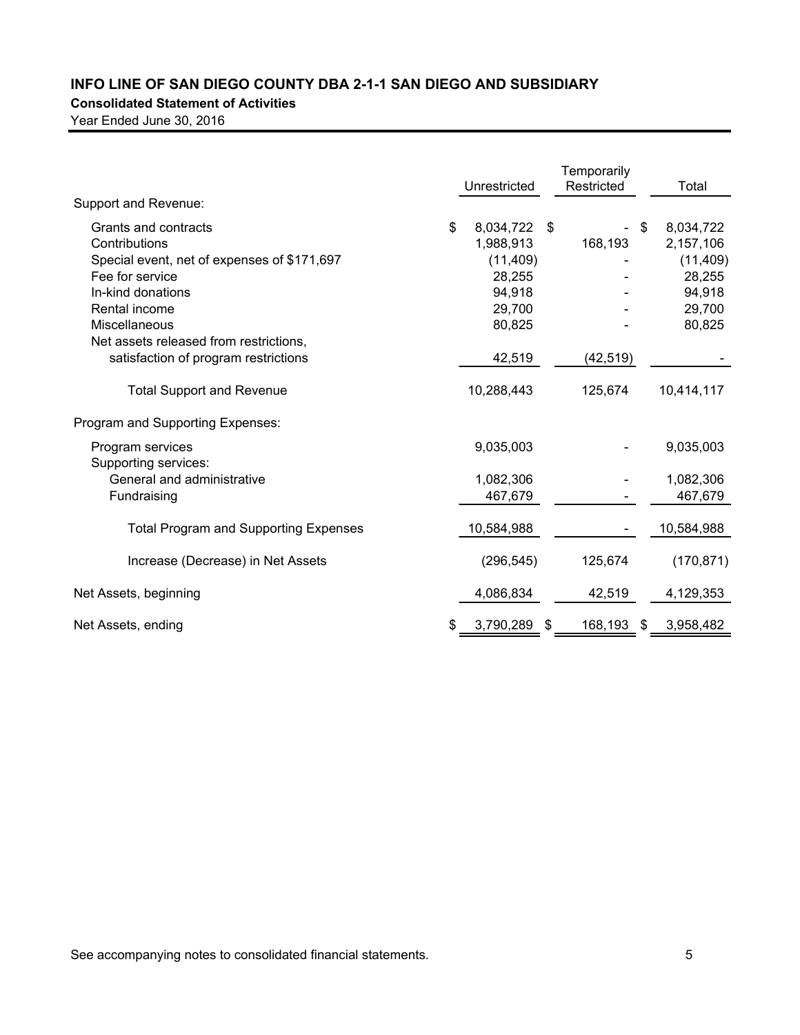# INFO LINE OF SAN DIEGO COUNTY DBA 2-1-1 SAN DIEGO AND SUBSIDIARY

**Consolidated Statement of Activities**

Year Ended June 30, 2016

| | Unrestricted | Temporarily Restricted | Total |
|---|---|---|---|
| Support and Revenue: | | | |
| Grants and contracts | $ 8,034,722 | $ - | $ 8,034,722 |
| Contributions | 1,988,913 | 168,193 | 2,157,106 |
| Special event, net of expenses of $171,697 | (11,409) | - | (11,409) |
| Fee for service | 28,255 | - | 28,255 |
| In-kind donations | 94,918 | - | 94,918 |
| Rental income | 29,700 | - | 29,700 |
| Miscellaneous | 80,825 | - | 80,825 |
| Net assets released from restrictions, satisfaction of program restrictions | 42,519 | (42,519) | - |
| Total Support and Revenue | 10,288,443 | 125,674 | 10,414,117 |
| Program and Supporting Expenses: | | | |
| Program services | 9,035,003 | - | 9,035,003 |
| Supporting services: | | | |
| General and administrative | 1,082,306 | - | 1,082,306 |
| Fundraising | 467,679 | - | 467,679 |
| Total Program and Supporting Expenses | 10,584,988 | - | 10,584,988 |
| Increase (Decrease) in Net Assets | (296,545) | 125,674 | (170,871) |
| Net Assets, beginning | 4,086,834 | 42,519 | 4,129,353 |
| Net Assets, ending | $ 3,790,289 | $ 168,193 | $ 3,958,482 |

See accompanying notes to consolidated financial statements.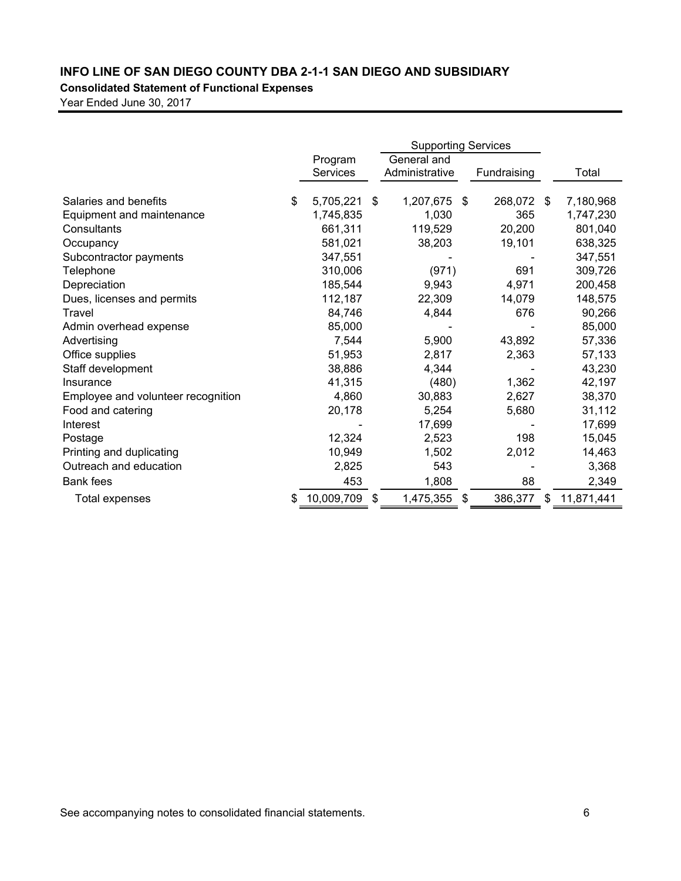## INFO LINE OF SAN DIEGO COUNTY DBA 2-1-1 SAN DIEGO AND SUBSIDIARY

**Consolidated Statement of Functional Expenses**

Year Ended June 30, 2017

| | Program Services | Supporting Services | | Total |
|---|---|---|---|---|
| | | General and Administrative | Fundraising | |
| Salaries and benefits | $ 5,705,221 | $ 1,207,675 | $ 268,072 | $ 7,180,968 |
| Equipment and maintenance | 1,745,835 | 1,030 | 365 | 1,747,230 |
| Consultants | 661,311 | 119,529 | 20,200 | 801,040 |
| Occupancy | 581,021 | 38,203 | 19,101 | 638,325 |
| Subcontractor payments | 347,551 | - | - | 347,551 |
| Telephone | 310,006 | (971) | 691 | 309,726 |
| Depreciation | 185,544 | 9,943 | 4,971 | 200,458 |
| Dues, licenses and permits | 112,187 | 22,309 | 14,079 | 148,575 |
| Travel | 84,746 | 4,844 | 676 | 90,266 |
| Admin overhead expense | 85,000 | - | - | 85,000 |
| Advertising | 7,544 | 5,900 | 43,892 | 57,336 |
| Office supplies | 51,953 | 2,817 | 2,363 | 57,133 |
| Staff development | 38,886 | 4,344 | - | 43,230 |
| Insurance | 41,315 | (480) | 1,362 | 42,197 |
| Employee and volunteer recognition | 4,860 | 30,883 | 2,627 | 38,370 |
| Food and catering | 20,178 | 5,254 | 5,680 | 31,112 |
| Interest | - | 17,699 | - | 17,699 |
| Postage | 12,324 | 2,523 | 198 | 15,045 |
| Printing and duplicating | 10,949 | 1,502 | 2,012 | 14,463 |
| Outreach and education | 2,825 | 543 | - | 3,368 |
| Bank fees | 453 | 1,808 | 88 | 2,349 |
| Total expenses | $ 10,009,709 | $ 1,475,355 | $ 386,377 | $ 11,871,441 |

See accompanying notes to consolidated financial statements.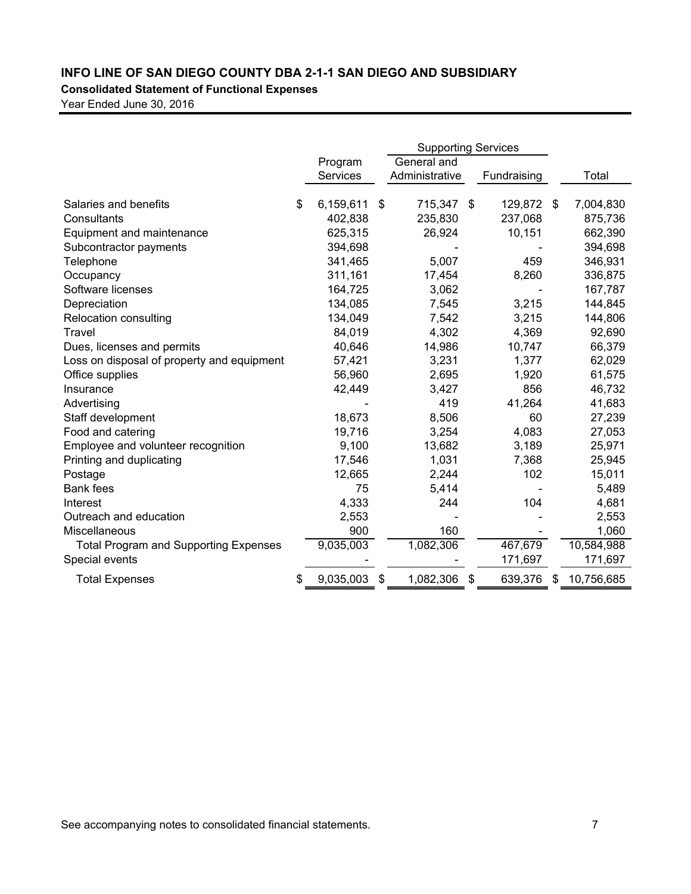# INFO LINE OF SAN DIEGO COUNTY DBA 2-1-1 SAN DIEGO AND SUBSIDIARY

**Consolidated Statement of Functional Expenses**

Year Ended June 30, 2016

| | Program Services | Supporting Services | | Total |
|---|---|---|---|---|
| | | General and Administrative | Fundraising | |
| Salaries and benefits | $ 6,159,611 | $ 715,347 | $ 129,872 | $ 7,004,830 |
| Consultants | 402,838 | 235,830 | 237,068 | 875,736 |
| Equipment and maintenance | 625,315 | 26,924 | 10,151 | 662,390 |
| Subcontractor payments | 394,698 | - | - | 394,698 |
| Telephone | 341,465 | 5,007 | 459 | 346,931 |
| Occupancy | 311,161 | 17,454 | 8,260 | 336,875 |
| Software licenses | 164,725 | 3,062 | - | 167,787 |
| Depreciation | 134,085 | 7,545 | 3,215 | 144,845 |
| Relocation consulting | 134,049 | 7,542 | 3,215 | 144,806 |
| Travel | 84,019 | 4,302 | 4,369 | 92,690 |
| Dues, licenses and permits | 40,646 | 14,986 | 10,747 | 66,379 |
| Loss on disposal of property and equipment | 57,421 | 3,231 | 1,377 | 62,029 |
| Office supplies | 56,960 | 2,695 | 1,920 | 61,575 |
| Insurance | 42,449 | 3,427 | 856 | 46,732 |
| Advertising | - | 419 | 41,264 | 41,683 |
| Staff development | 18,673 | 8,506 | 60 | 27,239 |
| Food and catering | 19,716 | 3,254 | 4,083 | 27,053 |
| Employee and volunteer recognition | 9,100 | 13,682 | 3,189 | 25,971 |
| Printing and duplicating | 17,546 | 1,031 | 7,368 | 25,945 |
| Postage | 12,665 | 2,244 | 102 | 15,011 |
| Bank fees | 75 | 5,414 | - | 5,489 |
| Interest | 4,333 | 244 | 104 | 4,681 |
| Outreach and education | 2,553 | - | - | 2,553 |
| Miscellaneous | 900 | 160 | - | 1,060 |
| Total Program and Supporting Expenses | 9,035,003 | 1,082,306 | 467,679 | 10,584,988 |
| Special events | - | - | 171,697 | 171,697 |
| Total Expenses | $ 9,035,003 | $ 1,082,306 | $ 639,376 | $ 10,756,685 |

See accompanying notes to consolidated financial statements.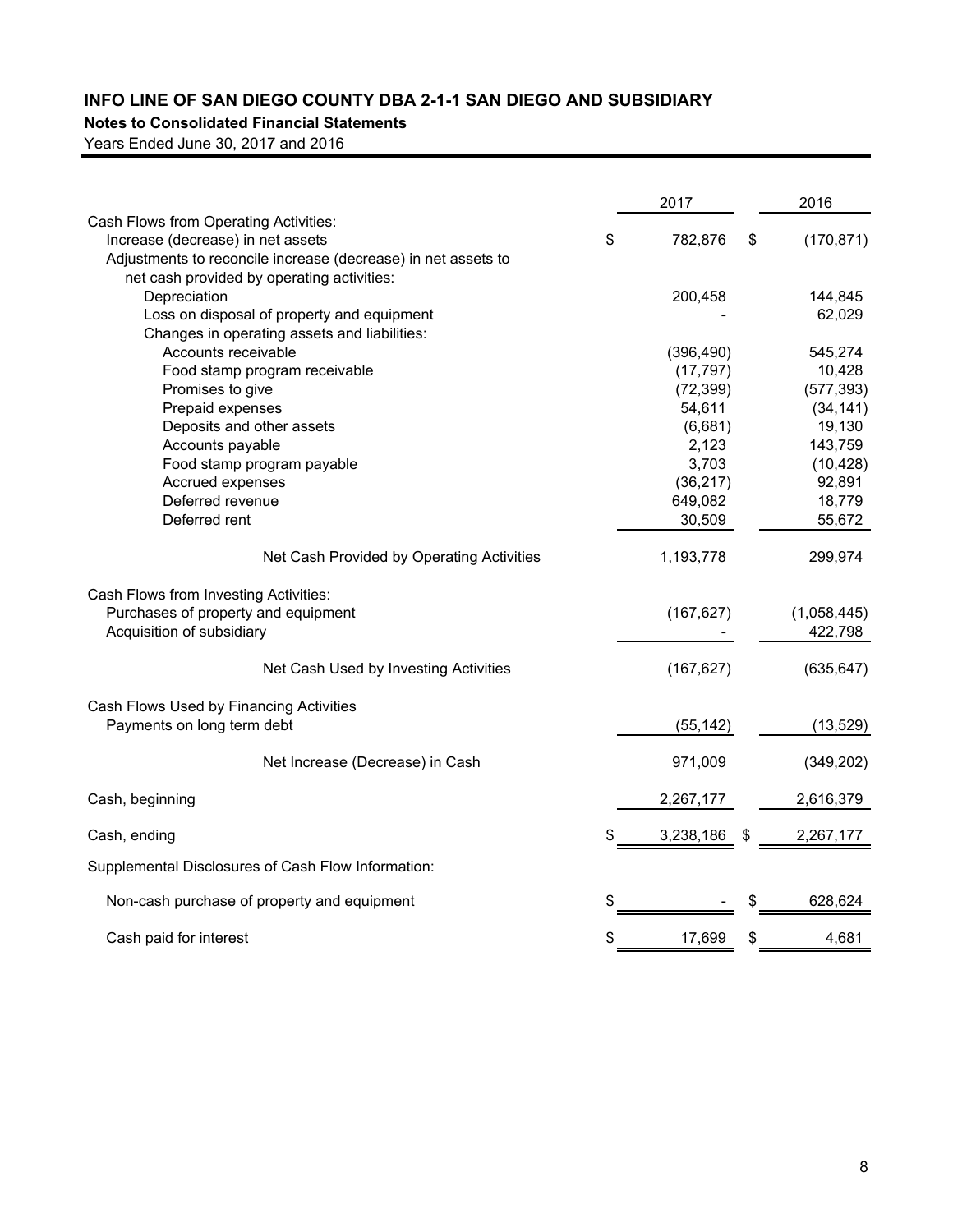# INFO LINE OF SAN DIEGO COUNTY DBA 2-1-1 SAN DIEGO AND SUBSIDIARY

**Notes to Consolidated Financial Statements**

Years Ended June 30, 2017 and 2016

| | 2017 | 2016 |
|---|---|---|
| Cash Flows from Operating Activities: | | |
| Increase (decrease) in net assets | $ 782,876 | $ (170,871) |
| Adjustments to reconcile increase (decrease) in net assets to net cash provided by operating activities: | | |
| Depreciation | 200,458 | 144,845 |
| Loss on disposal of property and equipment | - | 62,029 |
| Changes in operating assets and liabilities: | | |
| Accounts receivable | (396,490) | 545,274 |
| Food stamp program receivable | (17,797) | 10,428 |
| Promises to give | (72,399) | (577,393) |
| Prepaid expenses | 54,611 | (34,141) |
| Deposits and other assets | (6,681) | 19,130 |
| Accounts payable | 2,123 | 143,759 |
| Food stamp program payable | 3,703 | (10,428) |
| Accrued expenses | (36,217) | 92,891 |
| Deferred revenue | 649,082 | 18,779 |
| Deferred rent | 30,509 | 55,672 |
| Net Cash Provided by Operating Activities | 1,193,778 | 299,974 |
| Cash Flows from Investing Activities: | | |
| Purchases of property and equipment | (167,627) | (1,058,445) |
| Acquisition of subsidiary | - | 422,798 |
| Net Cash Used by Investing Activities | (167,627) | (635,647) |
| Cash Flows Used by Financing Activities | | |
| Payments on long term debt | (55,142) | (13,529) |
| Net Increase (Decrease) in Cash | 971,009 | (349,202) |
| Cash, beginning | 2,267,177 | 2,616,379 |
| Cash, ending | $ 3,238,186 | $ 2,267,177 |
| Supplemental Disclosures of Cash Flow Information: | | |
| Non-cash purchase of property and equipment | $ - | $ 628,624 |
| Cash paid for interest | $ 17,699 | $ 4,681 |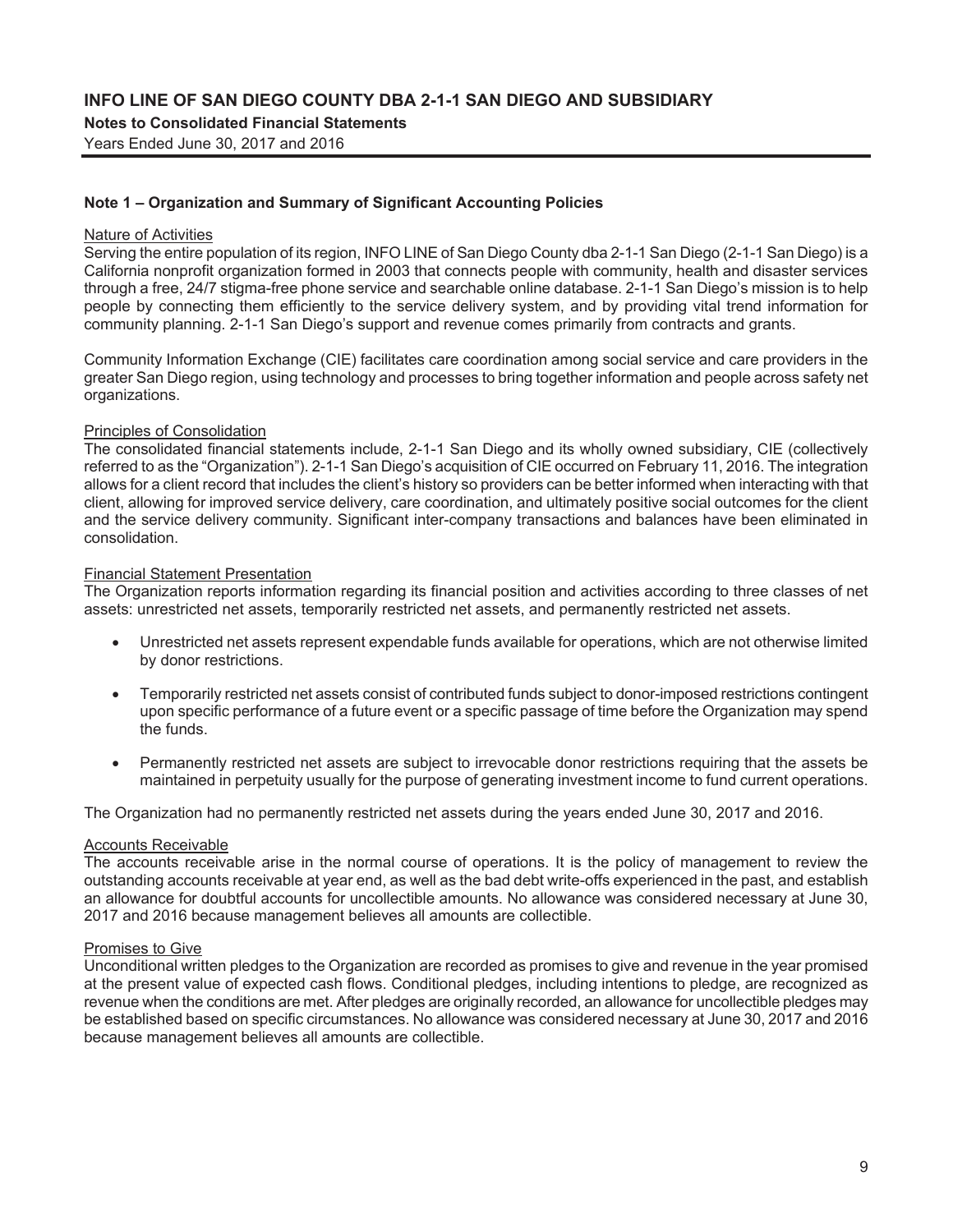# INFO LINE OF SAN DIEGO COUNTY DBA 2-1-1 SAN DIEGO AND SUBSIDIARY

**Notes to Consolidated Financial Statements**

Years Ended June 30, 2017 and 2016

## Note 1 – Organization and Summary of Significant Accounting Policies

Nature of Activities

Serving the entire population of its region, INFO LINE of San Diego County dba 2-1-1 San Diego (2-1-1 San Diego) is a California nonprofit organization formed in 2003 that connects people with community, health and disaster services through a free, 24/7 stigma-free phone service and searchable online database. 2-1-1 San Diego's mission is to help people by connecting them efficiently to the service delivery system, and by providing vital trend information for community planning. 2-1-1 San Diego's support and revenue comes primarily from contracts and grants.

Community Information Exchange (CIE) facilitates care coordination among social service and care providers in the greater San Diego region, using technology and processes to bring together information and people across safety net organizations.

Principles of Consolidation

The consolidated financial statements include, 2-1-1 San Diego and its wholly owned subsidiary, CIE (collectively referred to as the "Organization"). 2-1-1 San Diego's acquisition of CIE occurred on February 11, 2016. The integration allows for a client record that includes the client's history so providers can be better informed when interacting with that client, allowing for improved service delivery, care coordination, and ultimately positive social outcomes for the client and the service delivery community. Significant inter-company transactions and balances have been eliminated in consolidation.

Financial Statement Presentation

The Organization reports information regarding its financial position and activities according to three classes of net assets: unrestricted net assets, temporarily restricted net assets, and permanently restricted net assets.

- Unrestricted net assets represent expendable funds available for operations, which are not otherwise limited by donor restrictions.
- Temporarily restricted net assets consist of contributed funds subject to donor-imposed restrictions contingent upon specific performance of a future event or a specific passage of time before the Organization may spend the funds.
- Permanently restricted net assets are subject to irrevocable donor restrictions requiring that the assets be maintained in perpetuity usually for the purpose of generating investment income to fund current operations.

The Organization had no permanently restricted net assets during the years ended June 30, 2017 and 2016.

Accounts Receivable

The accounts receivable arise in the normal course of operations. It is the policy of management to review the outstanding accounts receivable at year end, as well as the bad debt write-offs experienced in the past, and establish an allowance for doubtful accounts for uncollectible amounts. No allowance was considered necessary at June 30, 2017 and 2016 because management believes all amounts are collectible.

Promises to Give

Unconditional written pledges to the Organization are recorded as promises to give and revenue in the year promised at the present value of expected cash flows. Conditional pledges, including intentions to pledge, are recognized as revenue when the conditions are met. After pledges are originally recorded, an allowance for uncollectible pledges may be established based on specific circumstances. No allowance was considered necessary at June 30, 2017 and 2016 because management believes all amounts are collectible.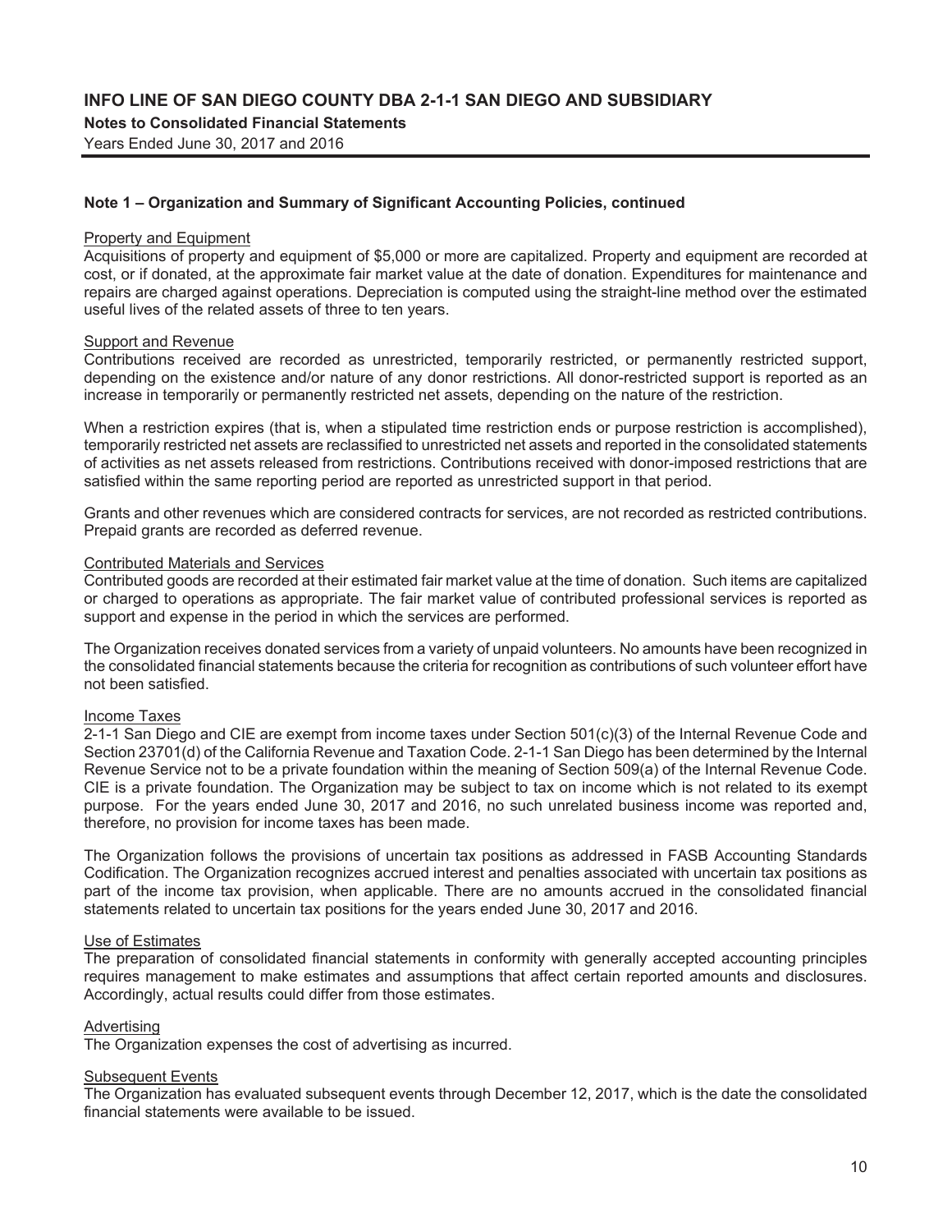## Note 1 – Organization and Summary of Significant Accounting Policies, continued

### Property and Equipment

Acquisitions of property and equipment of $5,000 or more are capitalized. Property and equipment are recorded at cost, or if donated, at the approximate fair market value at the date of donation. Expenditures for maintenance and repairs are charged against operations. Depreciation is computed using the straight-line method over the estimated useful lives of the related assets of three to ten years.

### Support and Revenue

Contributions received are recorded as unrestricted, temporarily restricted, or permanently restricted support, depending on the existence and/or nature of any donor restrictions. All donor-restricted support is reported as an increase in temporarily or permanently restricted net assets, depending on the nature of the restriction.

When a restriction expires (that is, when a stipulated time restriction ends or purpose restriction is accomplished), temporarily restricted net assets are reclassified to unrestricted net assets and reported in the consolidated statements of activities as net assets released from restrictions. Contributions received with donor-imposed restrictions that are satisfied within the same reporting period are reported as unrestricted support in that period.

Grants and other revenues which are considered contracts for services, are not recorded as restricted contributions. Prepaid grants are recorded as deferred revenue.

### Contributed Materials and Services

Contributed goods are recorded at their estimated fair market value at the time of donation. Such items are capitalized or charged to operations as appropriate. The fair market value of contributed professional services is reported as support and expense in the period in which the services are performed.

The Organization receives donated services from a variety of unpaid volunteers. No amounts have been recognized in the consolidated financial statements because the criteria for recognition as contributions of such volunteer effort have not been satisfied.

### Income Taxes

2-1-1 San Diego and CIE are exempt from income taxes under Section 501(c)(3) of the Internal Revenue Code and Section 23701(d) of the California Revenue and Taxation Code. 2-1-1 San Diego has been determined by the Internal Revenue Service not to be a private foundation within the meaning of Section 509(a) of the Internal Revenue Code. CIE is a private foundation. The Organization may be subject to tax on income which is not related to its exempt purpose. For the years ended June 30, 2017 and 2016, no such unrelated business income was reported and, therefore, no provision for income taxes has been made.

The Organization follows the provisions of uncertain tax positions as addressed in FASB Accounting Standards Codification. The Organization recognizes accrued interest and penalties associated with uncertain tax positions as part of the income tax provision, when applicable. There are no amounts accrued in the consolidated financial statements related to uncertain tax positions for the years ended June 30, 2017 and 2016.

### Use of Estimates

The preparation of consolidated financial statements in conformity with generally accepted accounting principles requires management to make estimates and assumptions that affect certain reported amounts and disclosures. Accordingly, actual results could differ from those estimates.

### Advertising

The Organization expenses the cost of advertising as incurred.

### Subsequent Events

The Organization has evaluated subsequent events through December 12, 2017, which is the date the consolidated financial statements were available to be issued.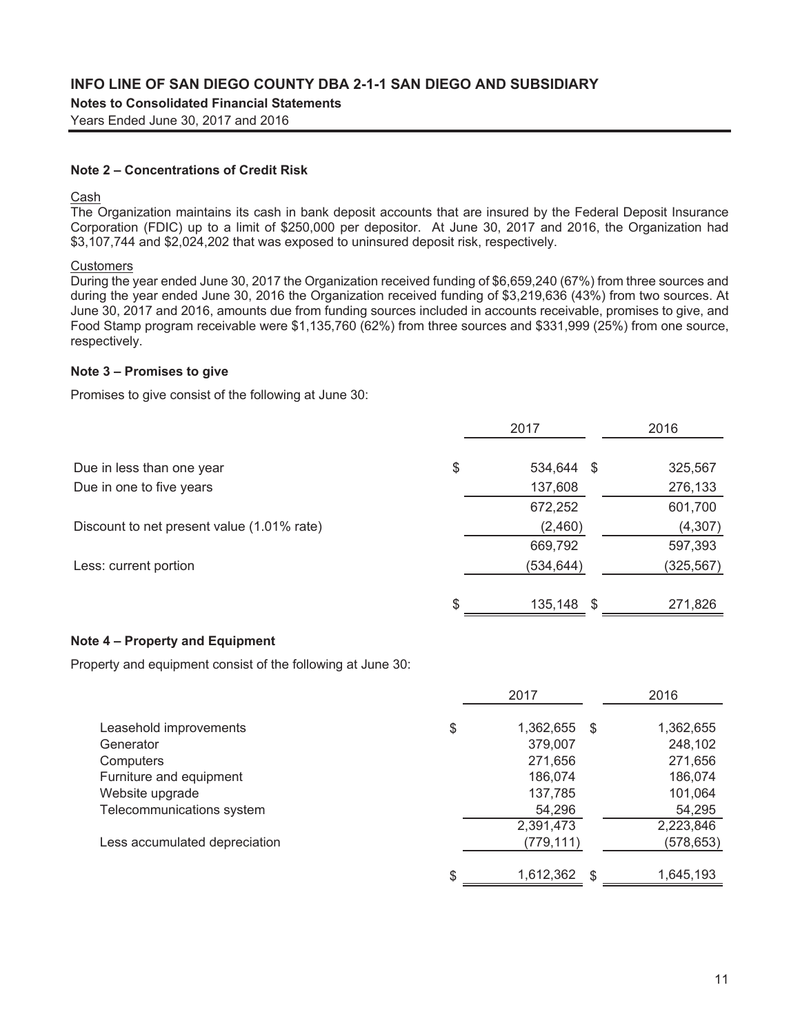## INFO LINE OF SAN DIEGO COUNTY DBA 2-1-1 SAN DIEGO AND SUBSIDIARY

**Notes to Consolidated Financial Statements**

Years Ended June 30, 2017 and 2016

### Note 2 – Concentrations of Credit Risk

Cash

The Organization maintains its cash in bank deposit accounts that are insured by the Federal Deposit Insurance Corporation (FDIC) up to a limit of $250,000 per depositor. At June 30, 2017 and 2016, the Organization had $3,107,744 and $2,024,202 that was exposed to uninsured deposit risk, respectively.

Customers

During the year ended June 30, 2017 the Organization received funding of $6,659,240 (67%) from three sources and during the year ended June 30, 2016 the Organization received funding of $3,219,636 (43%) from two sources. At June 30, 2017 and 2016, amounts due from funding sources included in accounts receivable, promises to give, and Food Stamp program receivable were $1,135,760 (62%) from three sources and $331,999 (25%) from one source, respectively.

### Note 3 – Promises to give

Promises to give consist of the following at June 30:

| | 2017 | 2016 |
|---|---|---|
| Due in less than one year | $ 534,644 | $ 325,567 |
| Due in one to five years | 137,608 | 276,133 |
| | 672,252 | 601,700 |
| Discount to net present value (1.01% rate) | (2,460) | (4,307) |
| | 669,792 | 597,393 |
| Less: current portion | (534,644) | (325,567) |
| | $ 135,148 | $ 271,826 |

### Note 4 – Property and Equipment

Property and equipment consist of the following at June 30:

| | 2017 | 2016 |
|---|---|---|
| Leasehold improvements | $ 1,362,655 | $ 1,362,655 |
| Generator | 379,007 | 248,102 |
| Computers | 271,656 | 271,656 |
| Furniture and equipment | 186,074 | 186,074 |
| Website upgrade | 137,785 | 101,064 |
| Telecommunications system | 54,296 | 54,295 |
| | 2,391,473 | 2,223,846 |
| Less accumulated depreciation | (779,111) | (578,653) |
| | $ 1,612,362 | $ 1,645,193 |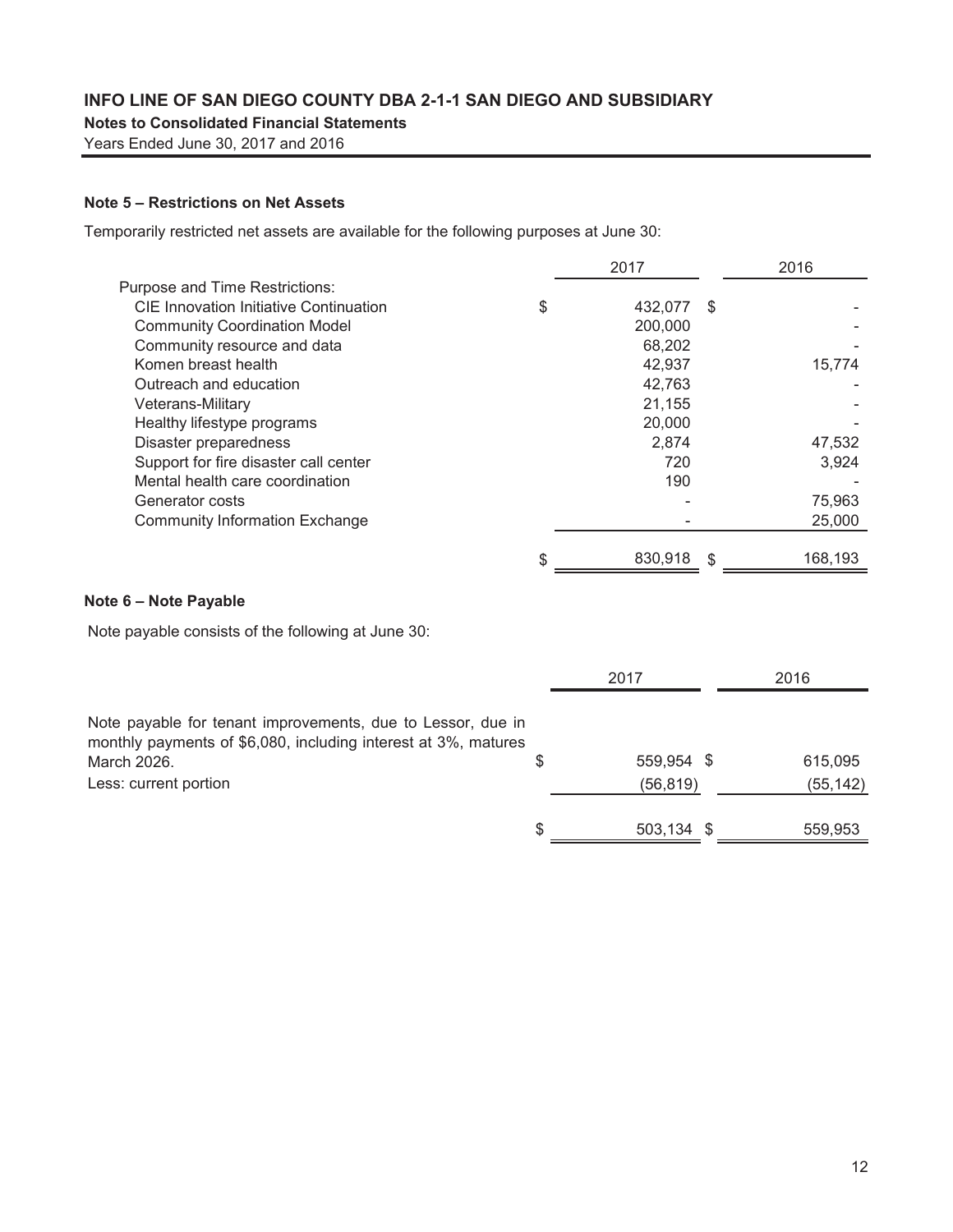**INFO LINE OF SAN DIEGO COUNTY DBA 2-1-1 SAN DIEGO AND SUBSIDIARY**
**Notes to Consolidated Financial Statements**
Years Ended June 30, 2017 and 2016

### Note 5 – Restrictions on Net Assets

Temporarily restricted net assets are available for the following purposes at June 30:

| | 2017 | 2016 |
|---|---|---|
| Purpose and Time Restrictions: | | |
| CIE Innovation Initiative Continuation | $ 432,077 | $ - |
| Community Coordination Model | 200,000 | - |
| Community resource and data | 68,202 | - |
| Komen breast health | 42,937 | 15,774 |
| Outreach and education | 42,763 | - |
| Veterans-Military | 21,155 | - |
| Healthy lifestype programs | 20,000 | - |
| Disaster preparedness | 2,874 | 47,532 |
| Support for fire disaster call center | 720 | 3,924 |
| Mental health care coordination | 190 | - |
| Generator costs | - | 75,963 |
| Community Information Exchange | - | 25,000 |
| | $ 830,918 | $ 168,193 |

### Note 6 – Note Payable

Note payable consists of the following at June 30:

| | 2017 | 2016 |
|---|---|---|
| Note payable for tenant improvements, due to Lessor, due in monthly payments of $6,080, including interest at 3%, matures March 2026. | $ 559,954 | $ 615,095 |
| Less: current portion | (56,819) | (55,142) |
| | $ 503,134 | $ 559,953 |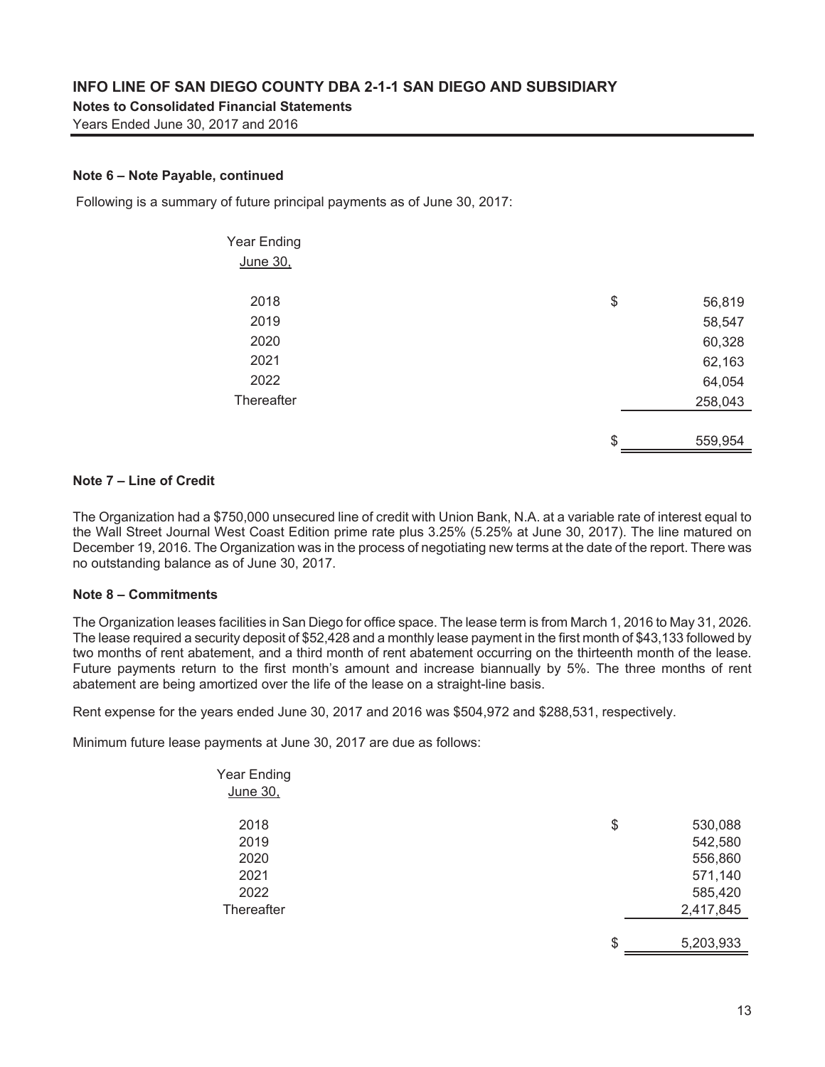### Note 6 – Note Payable, continued

Following is a summary of future principal payments as of June 30, 2017:

| Year Ending June 30, | | |
|---|---|---|
| 2018 | $ | 56,819 |
| 2019 | | 58,547 |
| 2020 | | 60,328 |
| 2021 | | 62,163 |
| 2022 | | 64,054 |
| Thereafter | | 258,043 |
| | $ | 559,954 |

### Note 7 – Line of Credit

The Organization had a $750,000 unsecured line of credit with Union Bank, N.A. at a variable rate of interest equal to the Wall Street Journal West Coast Edition prime rate plus 3.25% (5.25% at June 30, 2017). The line matured on December 19, 2016. The Organization was in the process of negotiating new terms at the date of the report. There was no outstanding balance as of June 30, 2017.

### Note 8 – Commitments

The Organization leases facilities in San Diego for office space. The lease term is from March 1, 2016 to May 31, 2026. The lease required a security deposit of $52,428 and a monthly lease payment in the first month of $43,133 followed by two months of rent abatement, and a third month of rent abatement occurring on the thirteenth month of the lease. Future payments return to the first month's amount and increase biannually by 5%. The three months of rent abatement are being amortized over the life of the lease on a straight-line basis.

Rent expense for the years ended June 30, 2017 and 2016 was $504,972 and $288,531, respectively.

Minimum future lease payments at June 30, 2017 are due as follows:

| Year Ending June 30, | | |
|---|---|---|
| 2018 | $ | 530,088 |
| 2019 | | 542,580 |
| 2020 | | 556,860 |
| 2021 | | 571,140 |
| 2022 | | 585,420 |
| Thereafter | | 2,417,845 |
| | $ | 5,203,933 |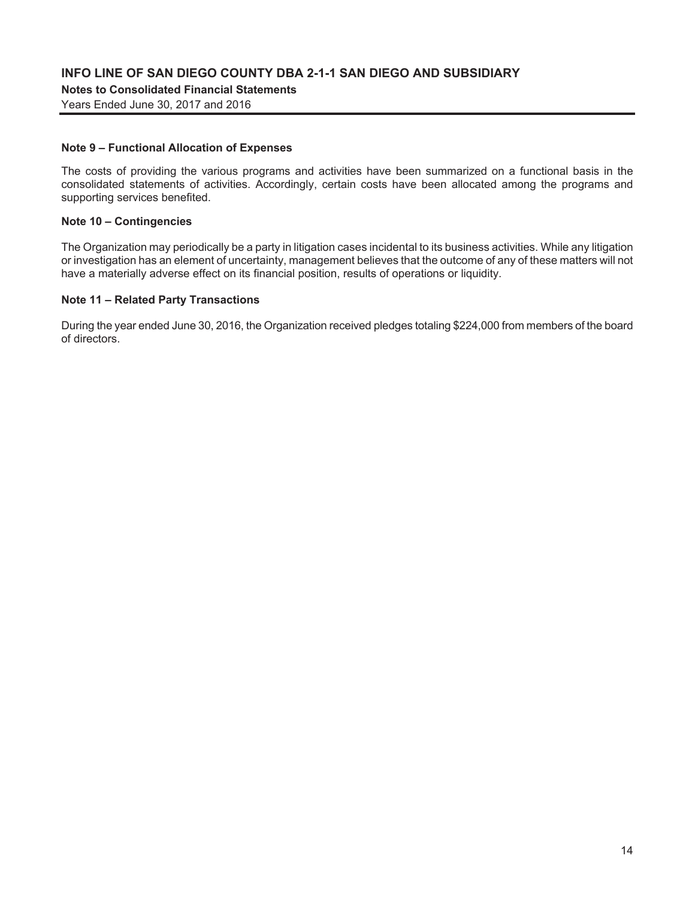## Note 9 – Functional Allocation of Expenses

The costs of providing the various programs and activities have been summarized on a functional basis in the consolidated statements of activities. Accordingly, certain costs have been allocated among the programs and supporting services benefited.

## Note 10 – Contingencies

The Organization may periodically be a party in litigation cases incidental to its business activities. While any litigation or investigation has an element of uncertainty, management believes that the outcome of any of these matters will not have a materially adverse effect on its financial position, results of operations or liquidity.

## Note 11 – Related Party Transactions

During the year ended June 30, 2016, the Organization received pledges totaling $224,000 from members of the board of directors.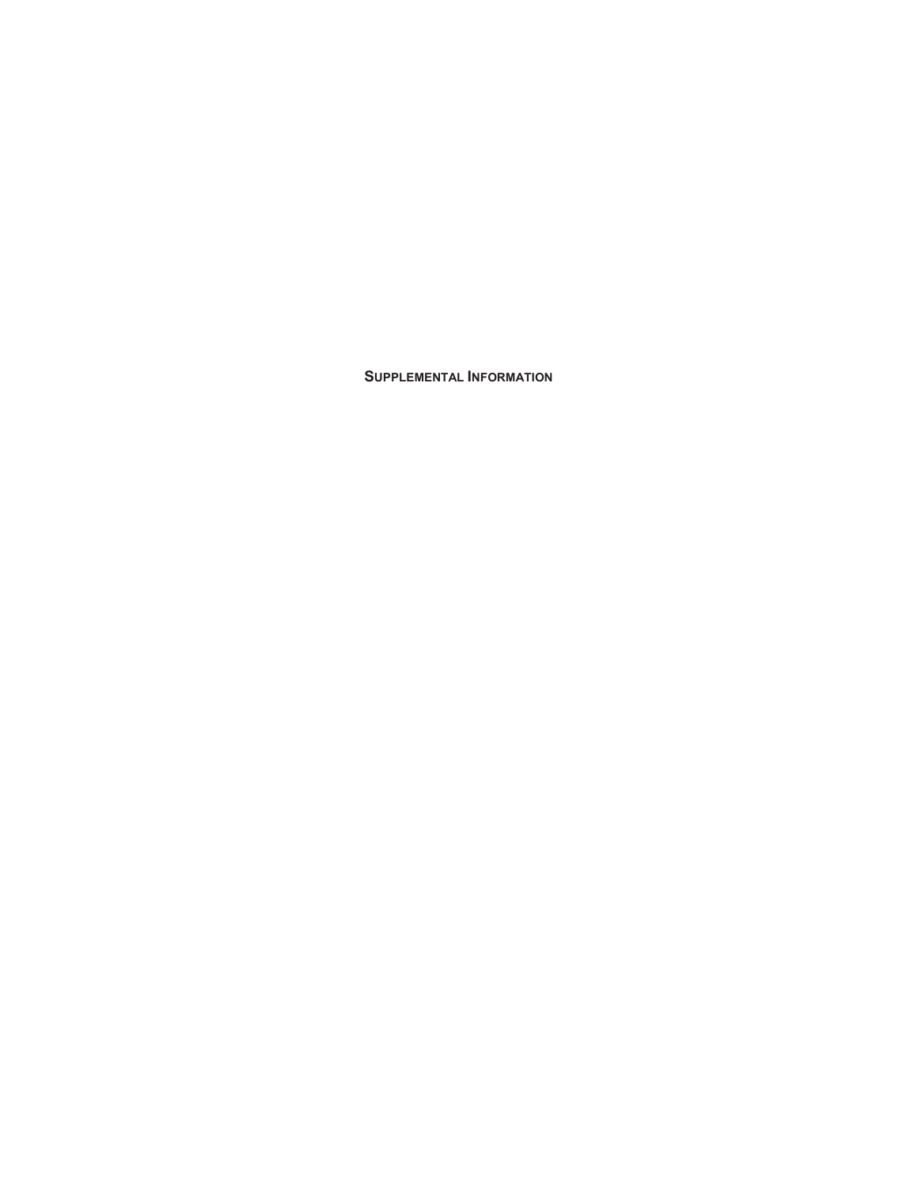# SUPPLEMENTAL INFORMATION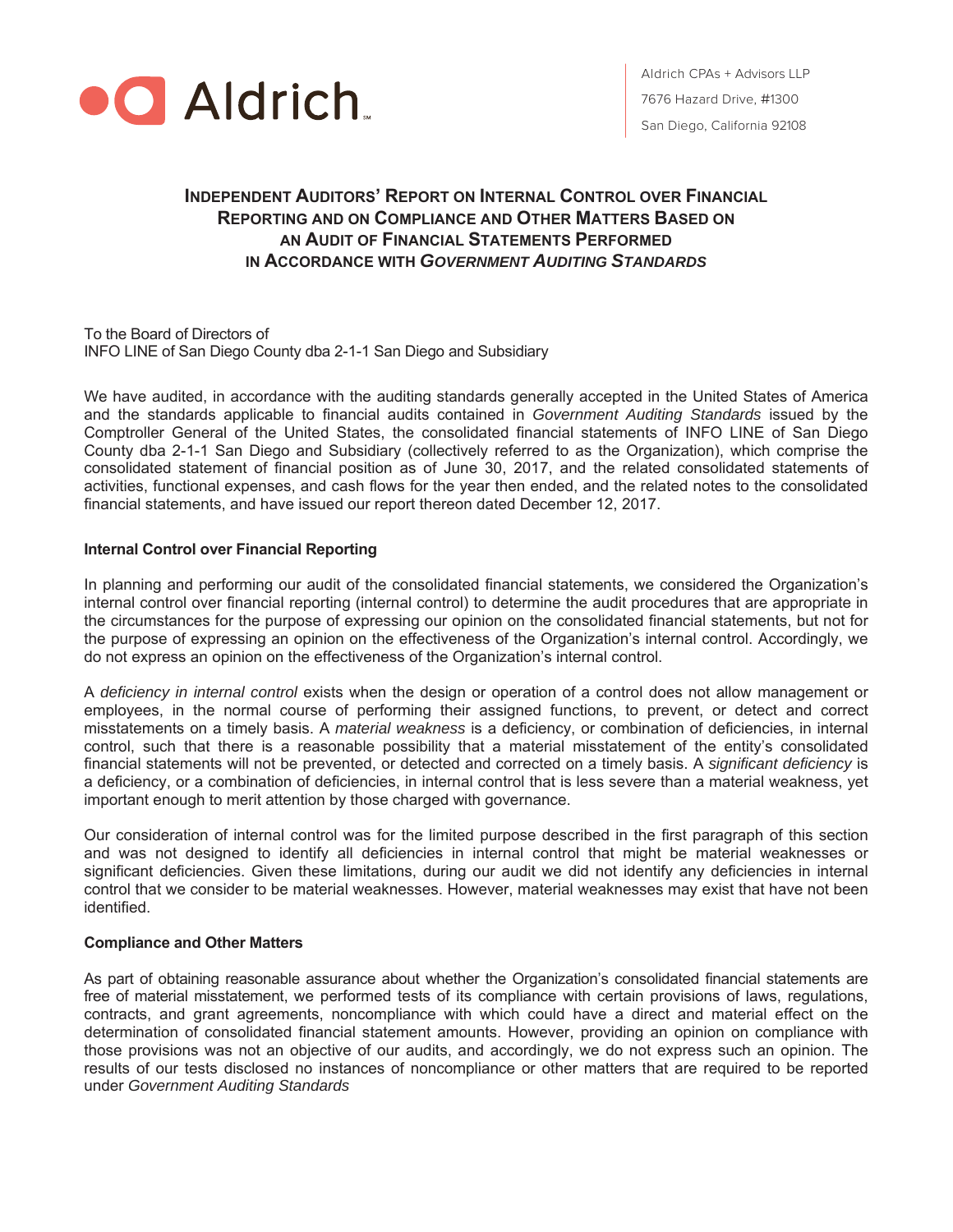Aldrich

Aldrich CPAs + Advisors LLP
7676 Hazard Drive, #1300
San Diego, California 92108

# Independent Auditors' Report on Internal Control over Financial Reporting and on Compliance and Other Matters Based on an Audit of Financial Statements Performed in Accordance with *Government Auditing Standards*

To the Board of Directors of
INFO LINE of San Diego County dba 2-1-1 San Diego and Subsidiary

We have audited, in accordance with the auditing standards generally accepted in the United States of America and the standards applicable to financial audits contained in *Government Auditing Standards* issued by the Comptroller General of the United States, the consolidated financial statements of INFO LINE of San Diego County dba 2-1-1 San Diego and Subsidiary (collectively referred to as the Organization), which comprise the consolidated statement of financial position as of June 30, 2017, and the related consolidated statements of activities, functional expenses, and cash flows for the year then ended, and the related notes to the consolidated financial statements, and have issued our report thereon dated December 12, 2017.

**Internal Control over Financial Reporting**

In planning and performing our audit of the consolidated financial statements, we considered the Organization's internal control over financial reporting (internal control) to determine the audit procedures that are appropriate in the circumstances for the purpose of expressing our opinion on the consolidated financial statements, but not for the purpose of expressing an opinion on the effectiveness of the Organization's internal control. Accordingly, we do not express an opinion on the effectiveness of the Organization's internal control.

A *deficiency in internal control* exists when the design or operation of a control does not allow management or employees, in the normal course of performing their assigned functions, to prevent, or detect and correct misstatements on a timely basis. A *material weakness* is a deficiency, or combination of deficiencies, in internal control, such that there is a reasonable possibility that a material misstatement of the entity's consolidated financial statements will not be prevented, or detected and corrected on a timely basis. A *significant deficiency* is a deficiency, or a combination of deficiencies, in internal control that is less severe than a material weakness, yet important enough to merit attention by those charged with governance.

Our consideration of internal control was for the limited purpose described in the first paragraph of this section and was not designed to identify all deficiencies in internal control that might be material weaknesses or significant deficiencies. Given these limitations, during our audit we did not identify any deficiencies in internal control that we consider to be material weaknesses. However, material weaknesses may exist that have not been identified.

**Compliance and Other Matters**

As part of obtaining reasonable assurance about whether the Organization's consolidated financial statements are free of material misstatement, we performed tests of its compliance with certain provisions of laws, regulations, contracts, and grant agreements, noncompliance with which could have a direct and material effect on the determination of consolidated financial statement amounts. However, providing an opinion on compliance with those provisions was not an objective of our audits, and accordingly, we do not express such an opinion. The results of our tests disclosed no instances of noncompliance or other matters that are required to be reported under *Government Auditing Standards*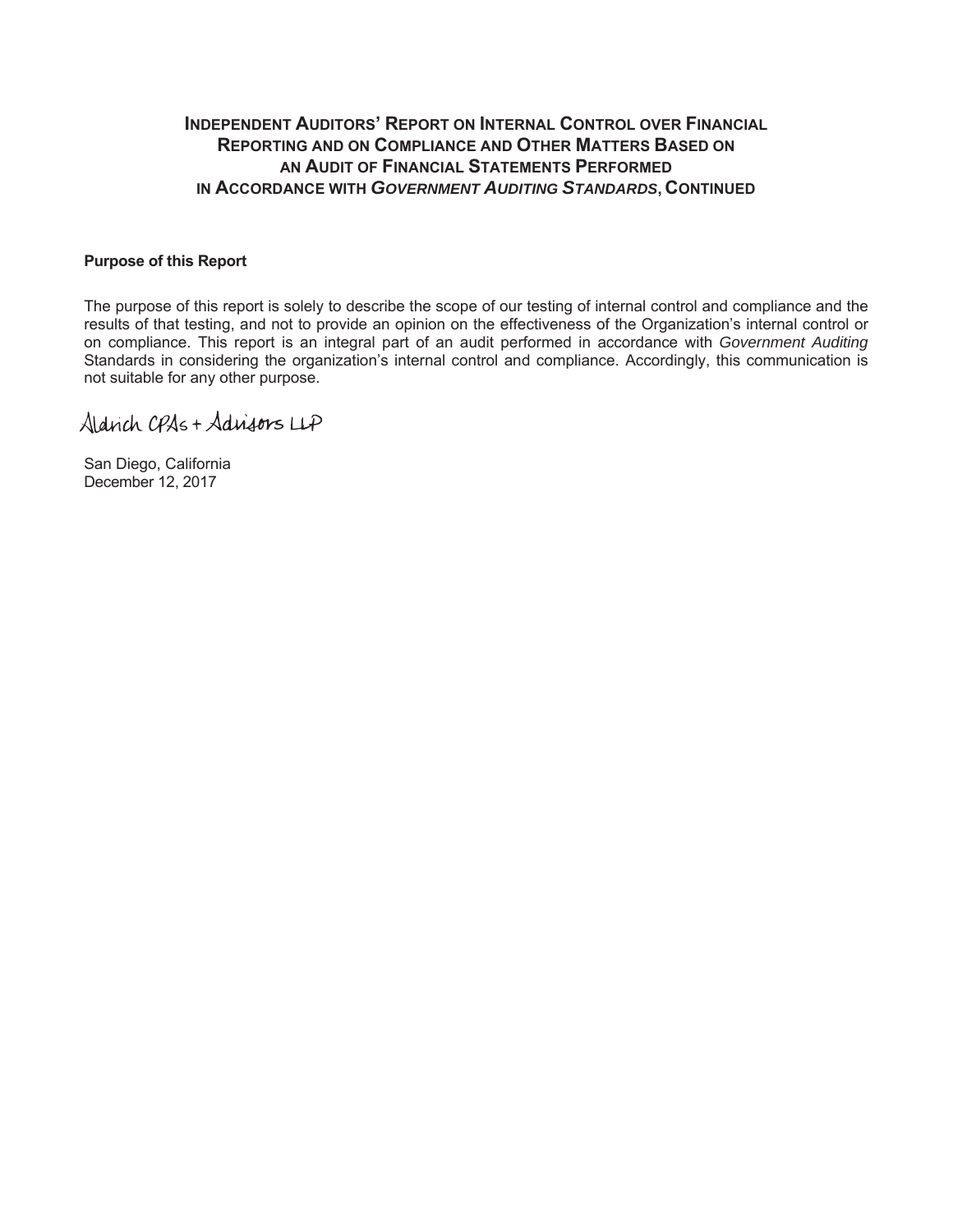## INDEPENDENT AUDITORS' REPORT ON INTERNAL CONTROL OVER FINANCIAL REPORTING AND ON COMPLIANCE AND OTHER MATTERS BASED ON AN AUDIT OF FINANCIAL STATEMENTS PERFORMED IN ACCORDANCE WITH *GOVERNMENT AUDITING STANDARDS*, CONTINUED

**Purpose of this Report**

The purpose of this report is solely to describe the scope of our testing of internal control and compliance and the results of that testing, and not to provide an opinion on the effectiveness of the Organization's internal control or on compliance. This report is an integral part of an audit performed in accordance with *Government Auditing* Standards in considering the organization's internal control and compliance. Accordingly, this communication is not suitable for any other purpose.

Aldrich CPAs + Advisors LLP

San Diego, California
December 12, 2017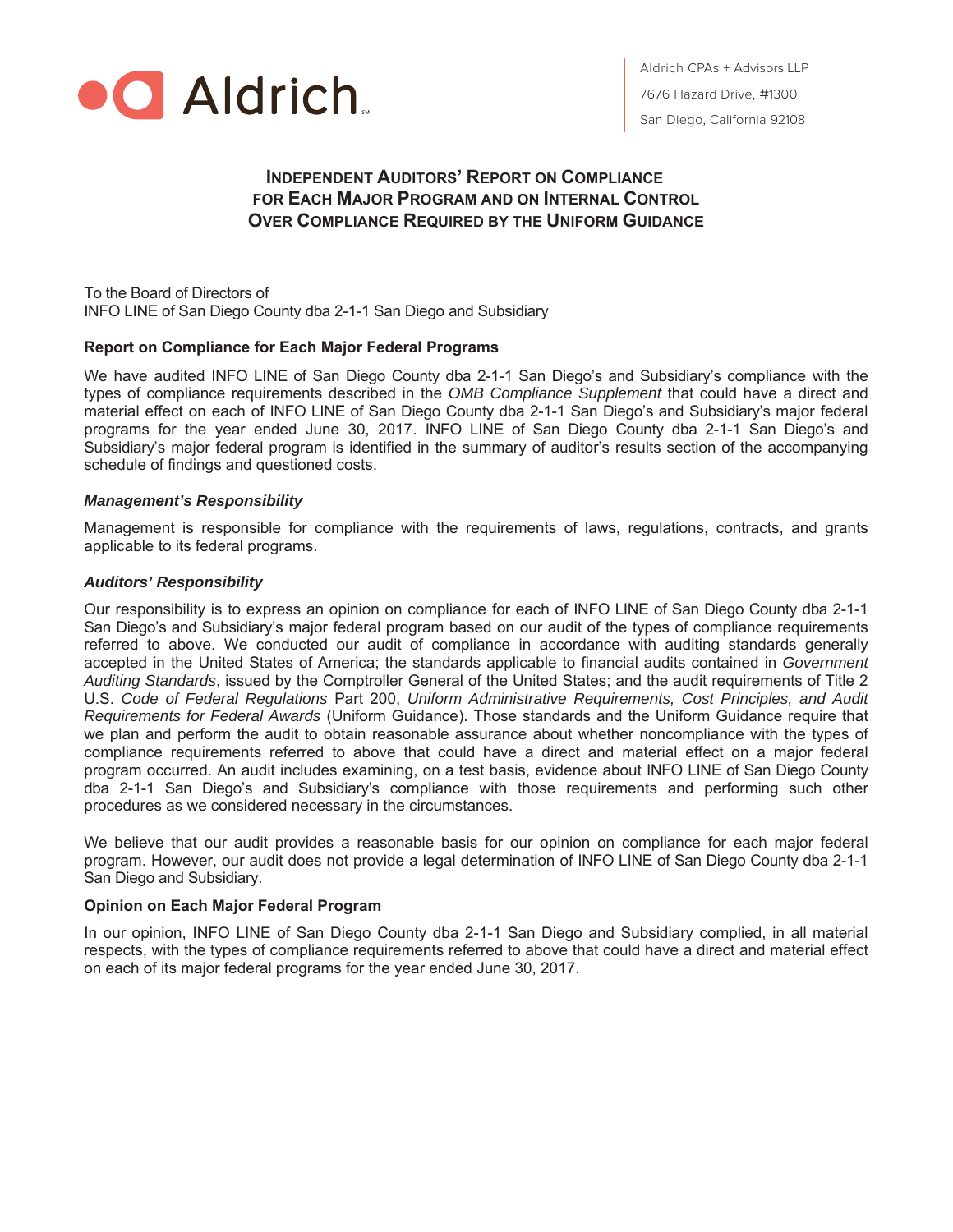Aldrich CPAs + Advisors LLP
7676 Hazard Drive, #1300
San Diego, California 92108

# Independent Auditors' Report on Compliance for Each Major Program and on Internal Control Over Compliance Required by the Uniform Guidance

To the Board of Directors of
INFO LINE of San Diego County dba 2-1-1 San Diego and Subsidiary

**Report on Compliance for Each Major Federal Programs**

We have audited INFO LINE of San Diego County dba 2-1-1 San Diego's and Subsidiary's compliance with the types of compliance requirements described in the *OMB Compliance Supplement* that could have a direct and material effect on each of INFO LINE of San Diego County dba 2-1-1 San Diego's and Subsidiary's major federal programs for the year ended June 30, 2017. INFO LINE of San Diego County dba 2-1-1 San Diego's and Subsidiary's major federal program is identified in the summary of auditor's results section of the accompanying schedule of findings and questioned costs.

***Management's Responsibility***

Management is responsible for compliance with the requirements of laws, regulations, contracts, and grants applicable to its federal programs.

***Auditors' Responsibility***

Our responsibility is to express an opinion on compliance for each of INFO LINE of San Diego County dba 2-1-1 San Diego's and Subsidiary's major federal program based on our audit of the types of compliance requirements referred to above. We conducted our audit of compliance in accordance with auditing standards generally accepted in the United States of America; the standards applicable to financial audits contained in *Government Auditing Standards*, issued by the Comptroller General of the United States; and the audit requirements of Title 2 U.S. *Code of Federal Regulations* Part 200, *Uniform Administrative Requirements, Cost Principles, and Audit Requirements for Federal Awards* (Uniform Guidance). Those standards and the Uniform Guidance require that we plan and perform the audit to obtain reasonable assurance about whether noncompliance with the types of compliance requirements referred to above that could have a direct and material effect on a major federal program occurred. An audit includes examining, on a test basis, evidence about INFO LINE of San Diego County dba 2-1-1 San Diego's and Subsidiary's compliance with those requirements and performing such other procedures as we considered necessary in the circumstances.

We believe that our audit provides a reasonable basis for our opinion on compliance for each major federal program. However, our audit does not provide a legal determination of INFO LINE of San Diego County dba 2-1-1 San Diego and Subsidiary.

**Opinion on Each Major Federal Program**

In our opinion, INFO LINE of San Diego County dba 2-1-1 San Diego and Subsidiary complied, in all material respects, with the types of compliance requirements referred to above that could have a direct and material effect on each of its major federal programs for the year ended June 30, 2017.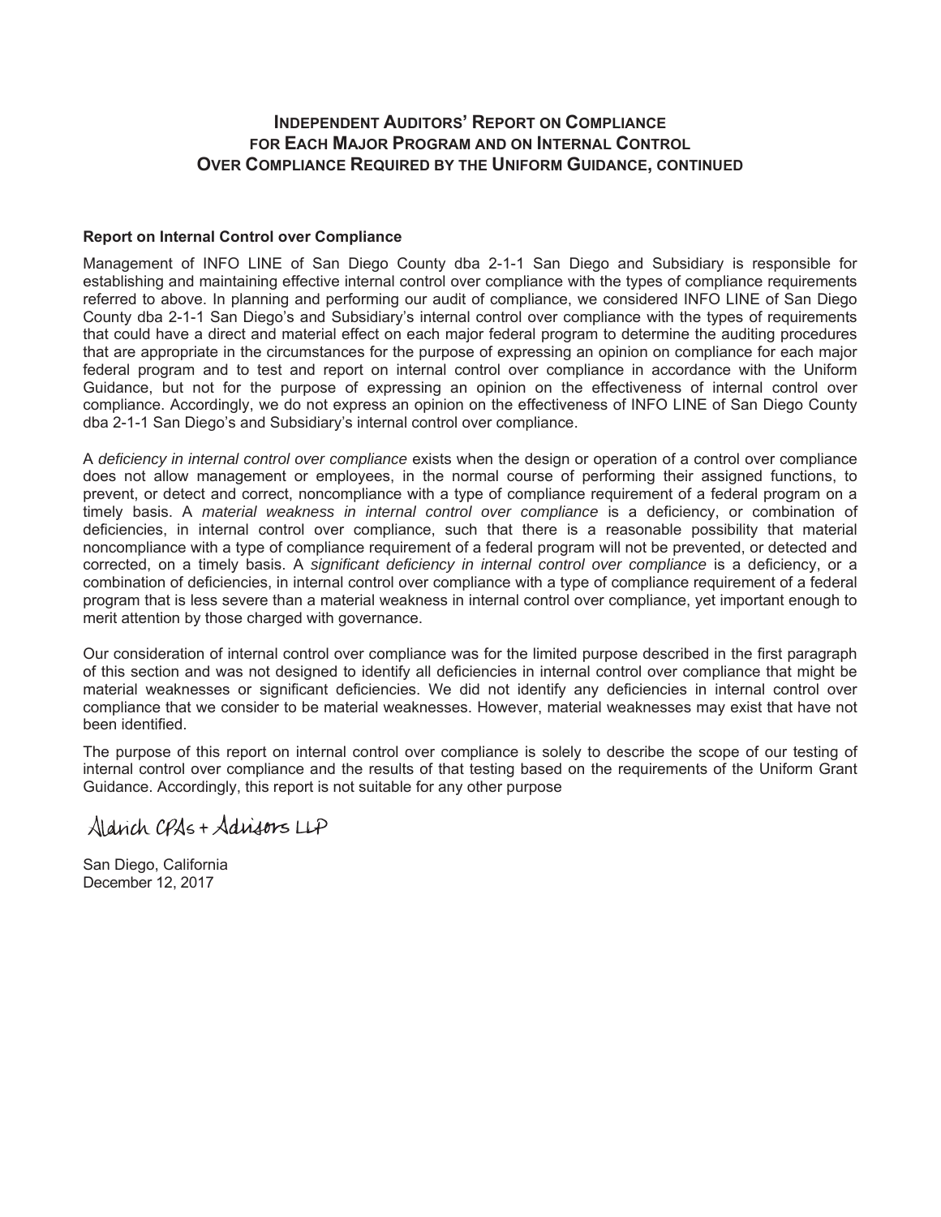# Independent Auditors' Report on Compliance for Each Major Program and on Internal Control Over Compliance Required by the Uniform Guidance, continued

**Report on Internal Control over Compliance**

Management of INFO LINE of San Diego County dba 2-1-1 San Diego and Subsidiary is responsible for establishing and maintaining effective internal control over compliance with the types of compliance requirements referred to above. In planning and performing our audit of compliance, we considered INFO LINE of San Diego County dba 2-1-1 San Diego's and Subsidiary's internal control over compliance with the types of requirements that could have a direct and material effect on each major federal program to determine the auditing procedures that are appropriate in the circumstances for the purpose of expressing an opinion on compliance for each major federal program and to test and report on internal control over compliance in accordance with the Uniform Guidance, but not for the purpose of expressing an opinion on the effectiveness of internal control over compliance. Accordingly, we do not express an opinion on the effectiveness of INFO LINE of San Diego County dba 2-1-1 San Diego's and Subsidiary's internal control over compliance.

A *deficiency in internal control over compliance* exists when the design or operation of a control over compliance does not allow management or employees, in the normal course of performing their assigned functions, to prevent, or detect and correct, noncompliance with a type of compliance requirement of a federal program on a timely basis. A *material weakness in internal control over compliance* is a deficiency, or combination of deficiencies, in internal control over compliance, such that there is a reasonable possibility that material noncompliance with a type of compliance requirement of a federal program will not be prevented, or detected and corrected, on a timely basis. A *significant deficiency in internal control over compliance* is a deficiency, or a combination of deficiencies, in internal control over compliance with a type of compliance requirement of a federal program that is less severe than a material weakness in internal control over compliance, yet important enough to merit attention by those charged with governance.

Our consideration of internal control over compliance was for the limited purpose described in the first paragraph of this section and was not designed to identify all deficiencies in internal control over compliance that might be material weaknesses or significant deficiencies. We did not identify any deficiencies in internal control over compliance that we consider to be material weaknesses. However, material weaknesses may exist that have not been identified.

The purpose of this report on internal control over compliance is solely to describe the scope of our testing of internal control over compliance and the results of that testing based on the requirements of the Uniform Grant Guidance. Accordingly, this report is not suitable for any other purpose

Aldrich CPAs + Advisors LLP

San Diego, California
December 12, 2017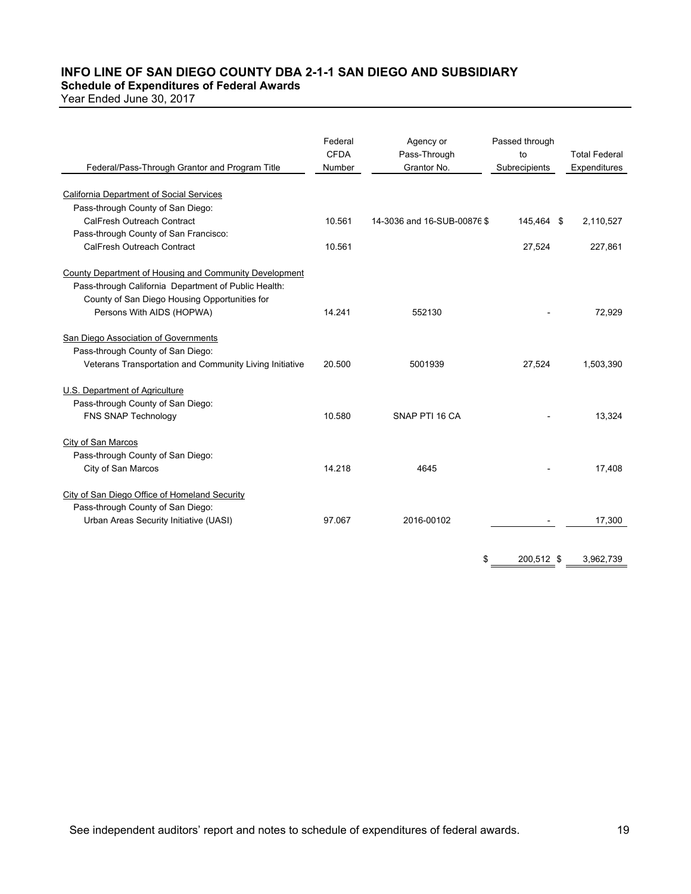# INFO LINE OF SAN DIEGO COUNTY DBA 2-1-1 SAN DIEGO AND SUBSIDIARY

## Schedule of Expenditures of Federal Awards

Year Ended June 30, 2017

| Federal/Pass-Through Grantor and Program Title | Federal CFDA Number | Agency or Pass-Through Grantor No. | Passed through to Subrecipients | Total Federal Expenditures |
|---|---|---|---|---|
| California Department of Social Services | | | | |
| Pass-through County of San Diego: | | | | |
| CalFresh Outreach Contract | 10.561 | 14-3036 and 16-SUB-00876 | $ 145,464 | $ 2,110,527 |
| Pass-through County of San Francisco: | | | | |
| CalFresh Outreach Contract | 10.561 | | 27,524 | 227,861 |
| County Department of Housing and Community Development | | | | |
| Pass-through California Department of Public Health: | | | | |
| County of San Diego Housing Opportunities for Persons With AIDS (HOPWA) | 14.241 | 552130 | - | 72,929 |
| San Diego Association of Governments | | | | |
| Pass-through County of San Diego: | | | | |
| Veterans Transportation and Community Living Initiative | 20.500 | 5001939 | 27,524 | 1,503,390 |
| U.S. Department of Agriculture | | | | |
| Pass-through County of San Diego: | | | | |
| FNS SNAP Technology | 10.580 | SNAP PTI 16 CA | - | 13,324 |
| City of San Marcos | | | | |
| Pass-through County of San Diego: | | | | |
| City of San Marcos | 14.218 | 4645 | - | 17,408 |
| City of San Diego Office of Homeland Security | | | | |
| Pass-through County of San Diego: | | | | |
| Urban Areas Security Initiative (UASI) | 97.067 | 2016-00102 | - | 17,300 |
| | | | $ 200,512 | $ 3,962,739 |

See independent auditors' report and notes to schedule of expenditures of federal awards.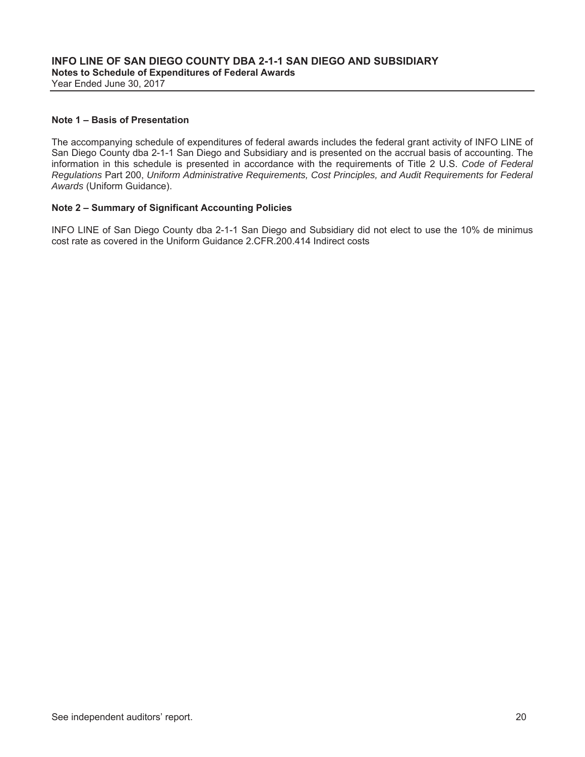**INFO LINE OF SAN DIEGO COUNTY DBA 2-1-1 SAN DIEGO AND SUBSIDIARY**
**Notes to Schedule of Expenditures of Federal Awards**
Year Ended June 30, 2017

### Note 1 – Basis of Presentation

The accompanying schedule of expenditures of federal awards includes the federal grant activity of INFO LINE of San Diego County dba 2-1-1 San Diego and Subsidiary and is presented on the accrual basis of accounting. The information in this schedule is presented in accordance with the requirements of Title 2 U.S. *Code of Federal Regulations* Part 200, *Uniform Administrative Requirements, Cost Principles, and Audit Requirements for Federal Awards* (Uniform Guidance).

### Note 2 – Summary of Significant Accounting Policies

INFO LINE of San Diego County dba 2-1-1 San Diego and Subsidiary did not elect to use the 10% de minimus cost rate as covered in the Uniform Guidance 2.CFR.200.414 Indirect costs

See independent auditors' report.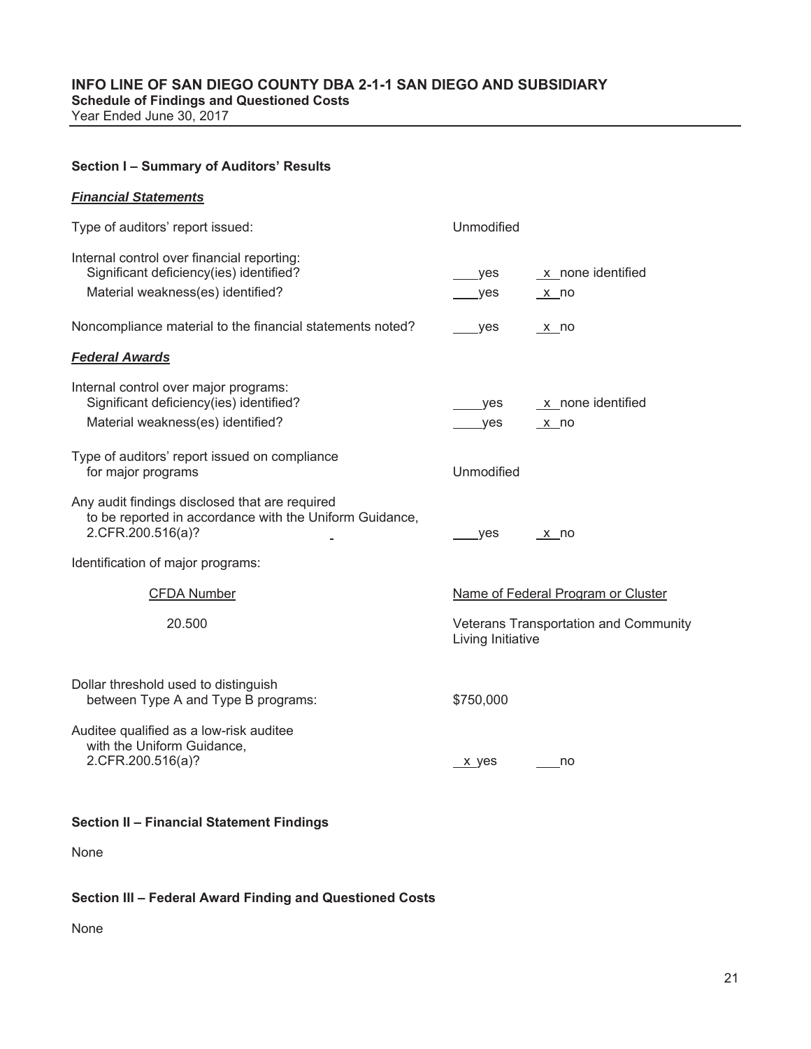# INFO LINE OF SAN DIEGO COUNTY DBA 2-1-1 SAN DIEGO AND SUBSIDIARY
**Schedule of Findings and Questioned Costs**
Year Ended June 30, 2017

## Section I – Summary of Auditors' Results

***Financial Statements***

| | | |
|---|---|---|
| Type of auditors' report issued: | Unmodified | |
| Internal control over financial reporting: | | |
| Significant deficiency(ies) identified? | ___yes | _x_ none identified |
| Material weakness(es) identified? | ___yes | _x_ no |
| Noncompliance material to the financial statements noted? | ___yes | _x_ no |

***Federal Awards***

| | | |
|---|---|---|
| Internal control over major programs: | | |
| Significant deficiency(ies) identified? | ___yes | _x_ none identified |
| Material weakness(es) identified? | ___yes | _x_ no |
| Type of auditors' report issued on compliance for major programs | Unmodified | |
| Any audit findings disclosed that are required to be reported in accordance with the Uniform Guidance, 2.CFR.200.516(a)? | ___yes | _x_ no |

Identification of major programs:

| CFDA Number | Name of Federal Program or Cluster |
|---|---|
| 20.500 | Veterans Transportation and Community Living Initiative |

| | | |
|---|---|---|
| Dollar threshold used to distinguish between Type A and Type B programs: | $750,000 | |
| Auditee qualified as a low-risk auditee with the Uniform Guidance, 2.CFR.200.516(a)? | _x_ yes | ___no |

## Section II – Financial Statement Findings

None

## Section III – Federal Award Finding and Questioned Costs

None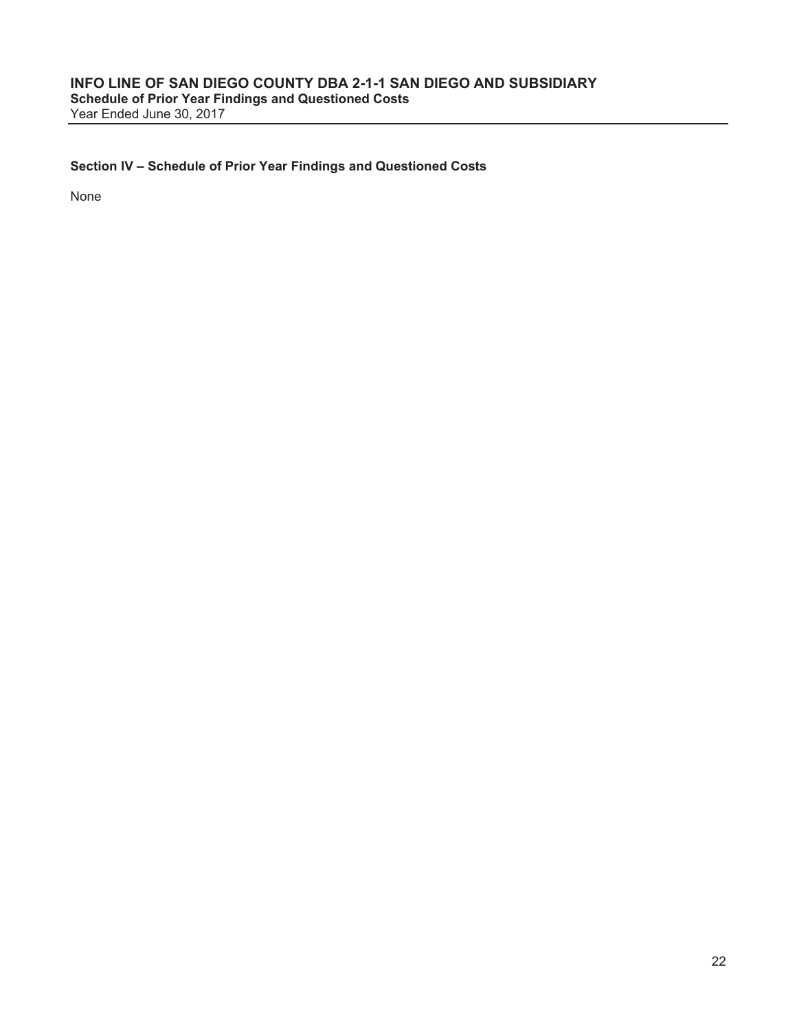# INFO LINE OF SAN DIEGO COUNTY DBA 2-1-1 SAN DIEGO AND SUBSIDIARY

**Schedule of Prior Year Findings and Questioned Costs**

Year Ended June 30, 2017

### Section IV – Schedule of Prior Year Findings and Questioned Costs

None